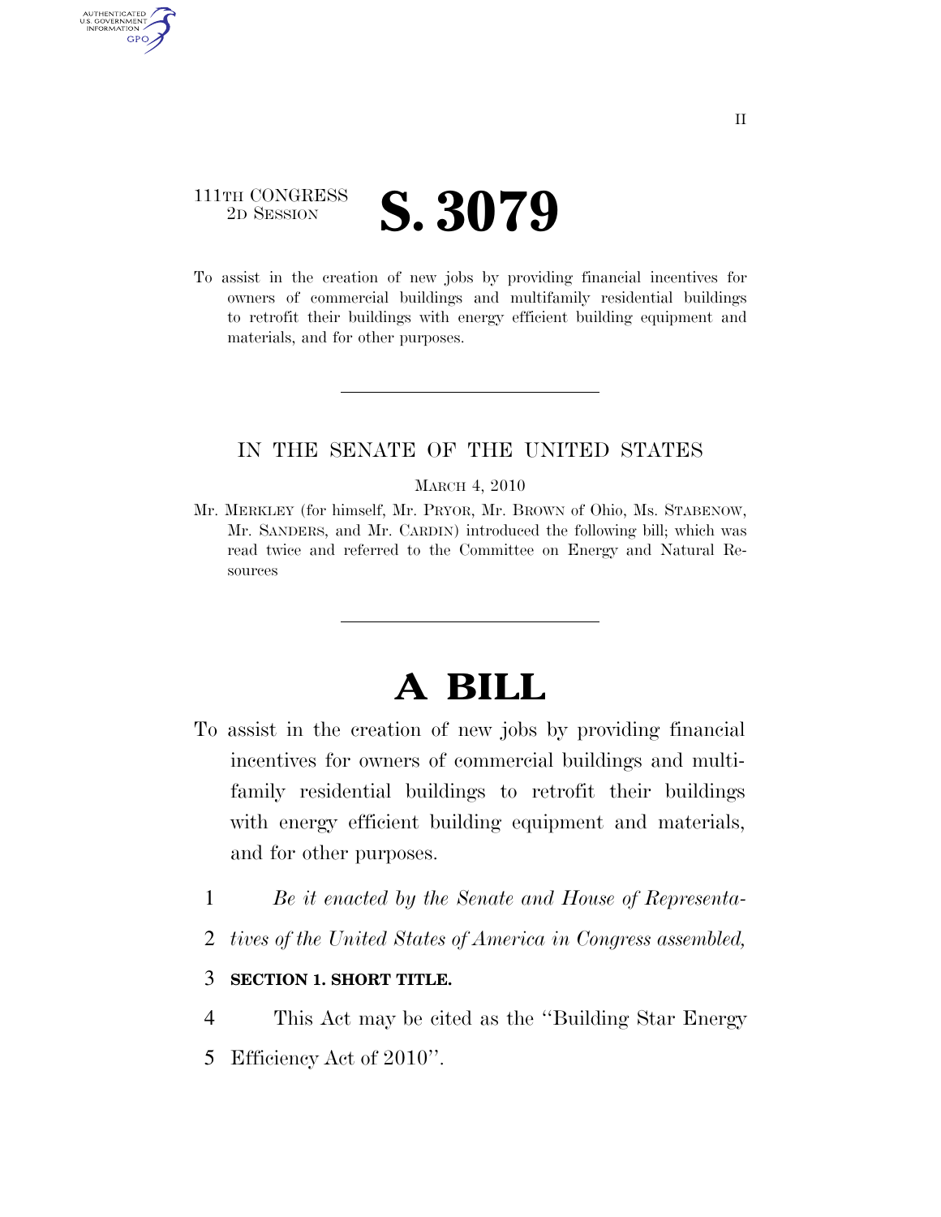111TH CONGRESS
2D SESSION

# S. 3079

To assist in the creation of new jobs by providing financial incentives for owners of commercial buildings and multifamily residential buildings to retrofit their buildings with energy efficient building equipment and materials, and for other purposes.

---

IN THE SENATE OF THE UNITED STATES

MARCH 4, 2010

Mr. MERKLEY (for himself, Mr. PRYOR, Mr. BROWN of Ohio, Ms. STABENOW, Mr. SANDERS, and Mr. CARDIN) introduced the following bill; which was read twice and referred to the Committee on Energy and Natural Resources

---

# A BILL

To assist in the creation of new jobs by providing financial incentives for owners of commercial buildings and multifamily residential buildings to retrofit their buildings with energy efficient building equipment and materials, and for other purposes.

1 *Be it enacted by the Senate and House of Representa-*
2 *tives of the United States of America in Congress assembled,*

3 **SECTION 1. SHORT TITLE.**

4 This Act may be cited as the ''Building Star Energy
5 Efficiency Act of 2010''.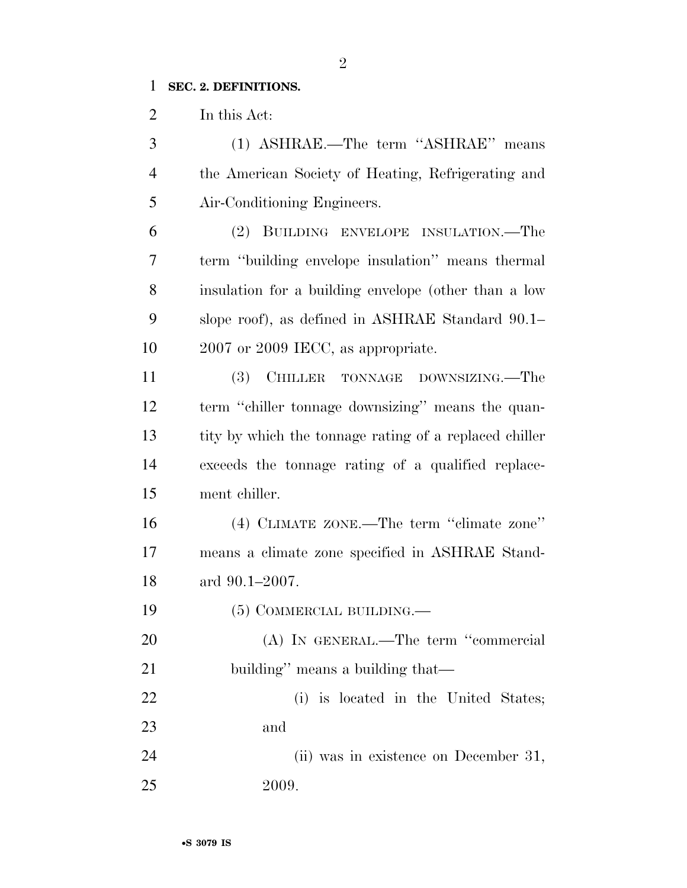**SEC. 2. DEFINITIONS.**

In this Act:

(1) ASHRAE.—The term ''ASHRAE'' means the American Society of Heating, Refrigerating and Air-Conditioning Engineers.

(2) BUILDING ENVELOPE INSULATION.—The term ''building envelope insulation'' means thermal insulation for a building envelope (other than a low slope roof), as defined in ASHRAE Standard 90.1–2007 or 2009 IECC, as appropriate.

(3) CHILLER TONNAGE DOWNSIZING.—The term ''chiller tonnage downsizing'' means the quantity by which the tonnage rating of a replaced chiller exceeds the tonnage rating of a qualified replacement chiller.

(4) CLIMATE ZONE.—The term ''climate zone'' means a climate zone specified in ASHRAE Standard 90.1–2007.

(5) COMMERCIAL BUILDING.—

(A) IN GENERAL.—The term ''commercial building'' means a building that—

(i) is located in the United States; and

(ii) was in existence on December 31, 2009.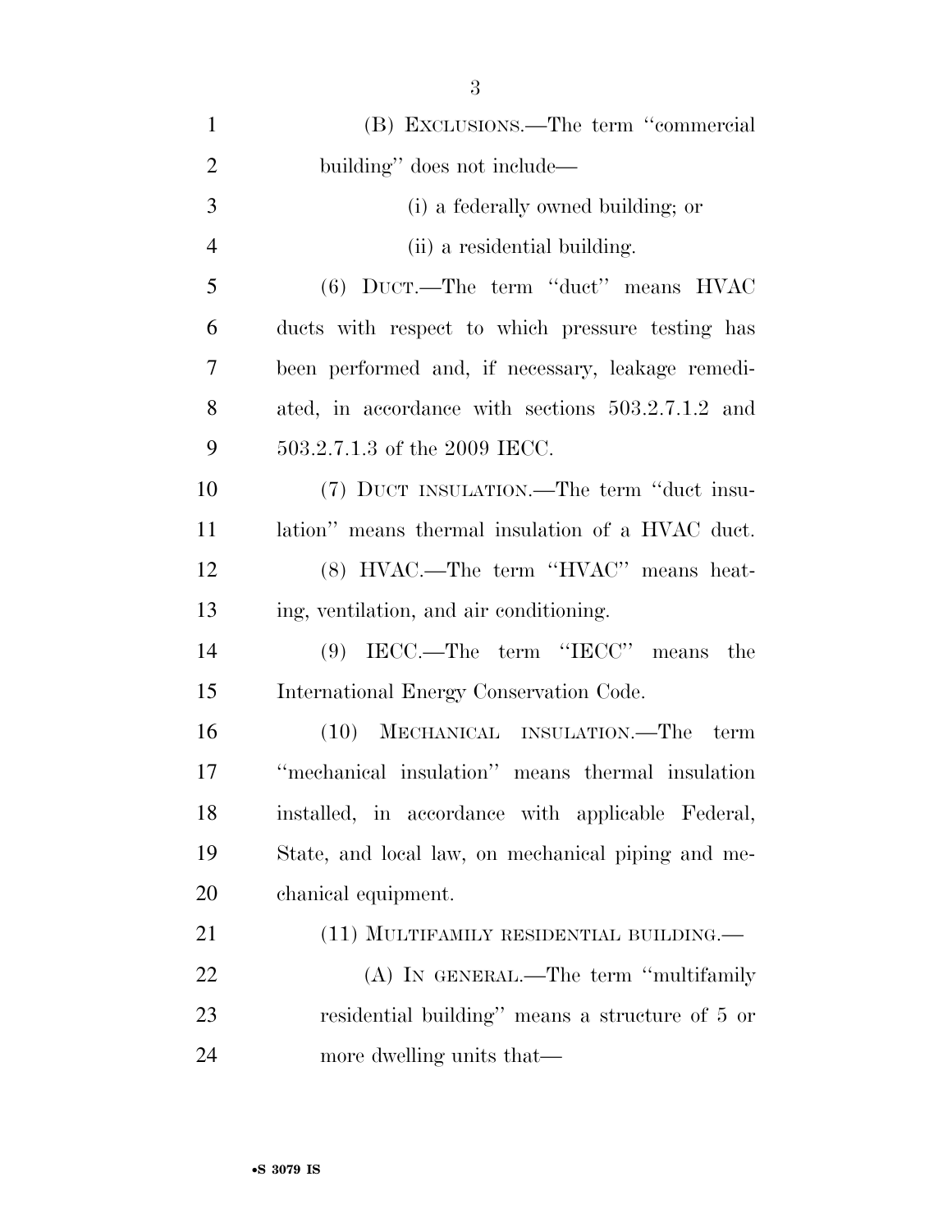(B) EXCLUSIONS.—The term ''commercial building'' does not include—

(i) a federally owned building; or

(ii) a residential building.

(6) DUCT.—The term ''duct'' means HVAC ducts with respect to which pressure testing has been performed and, if necessary, leakage remediated, in accordance with sections 503.2.7.1.2 and 503.2.7.1.3 of the 2009 IECC.

(7) DUCT INSULATION.—The term ''duct insulation'' means thermal insulation of a HVAC duct.

(8) HVAC.—The term ''HVAC'' means heating, ventilation, and air conditioning.

(9) IECC.—The term ''IECC'' means the International Energy Conservation Code.

(10) MECHANICAL INSULATION.—The term ''mechanical insulation'' means thermal insulation installed, in accordance with applicable Federal, State, and local law, on mechanical piping and mechanical equipment.

(11) MULTIFAMILY RESIDENTIAL BUILDING.—

(A) IN GENERAL.—The term ''multifamily residential building'' means a structure of 5 or more dwelling units that—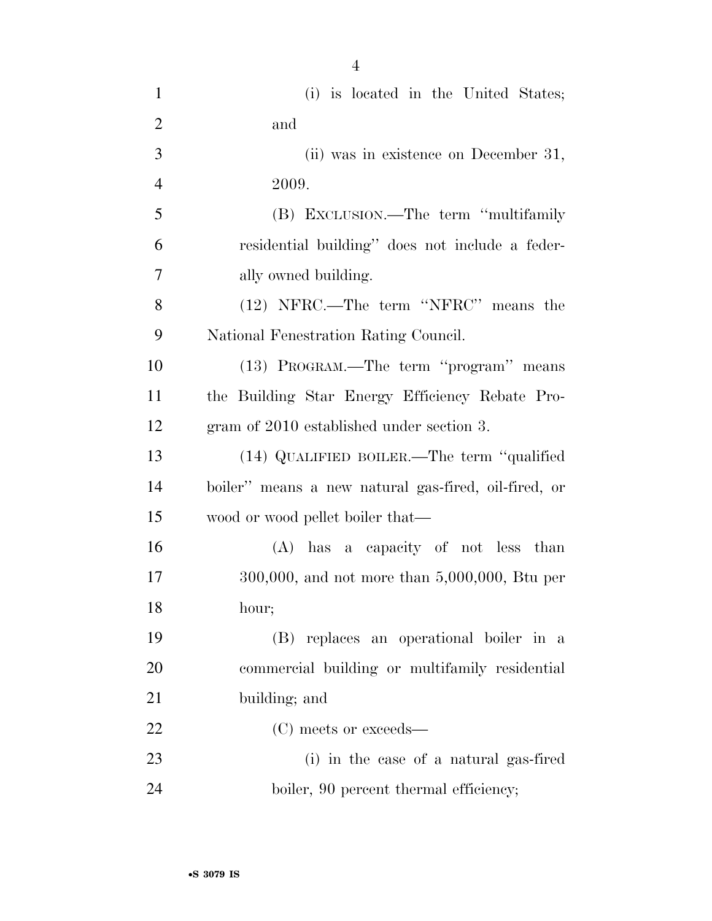(i) is located in the United States; and

(ii) was in existence on December 31, 2009.

(B) EXCLUSION.—The term ''multifamily residential building'' does not include a federally owned building.

(12) NFRC.—The term ''NFRC'' means the National Fenestration Rating Council.

(13) PROGRAM.—The term ''program'' means the Building Star Energy Efficiency Rebate Program of 2010 established under section 3.

(14) QUALIFIED BOILER.—The term ''qualified boiler'' means a new natural gas-fired, oil-fired, or wood or wood pellet boiler that—

(A) has a capacity of not less than 300,000, and not more than 5,000,000, Btu per hour;

(B) replaces an operational boiler in a commercial building or multifamily residential building; and

(C) meets or exceeds—

(i) in the case of a natural gas-fired boiler, 90 percent thermal efficiency;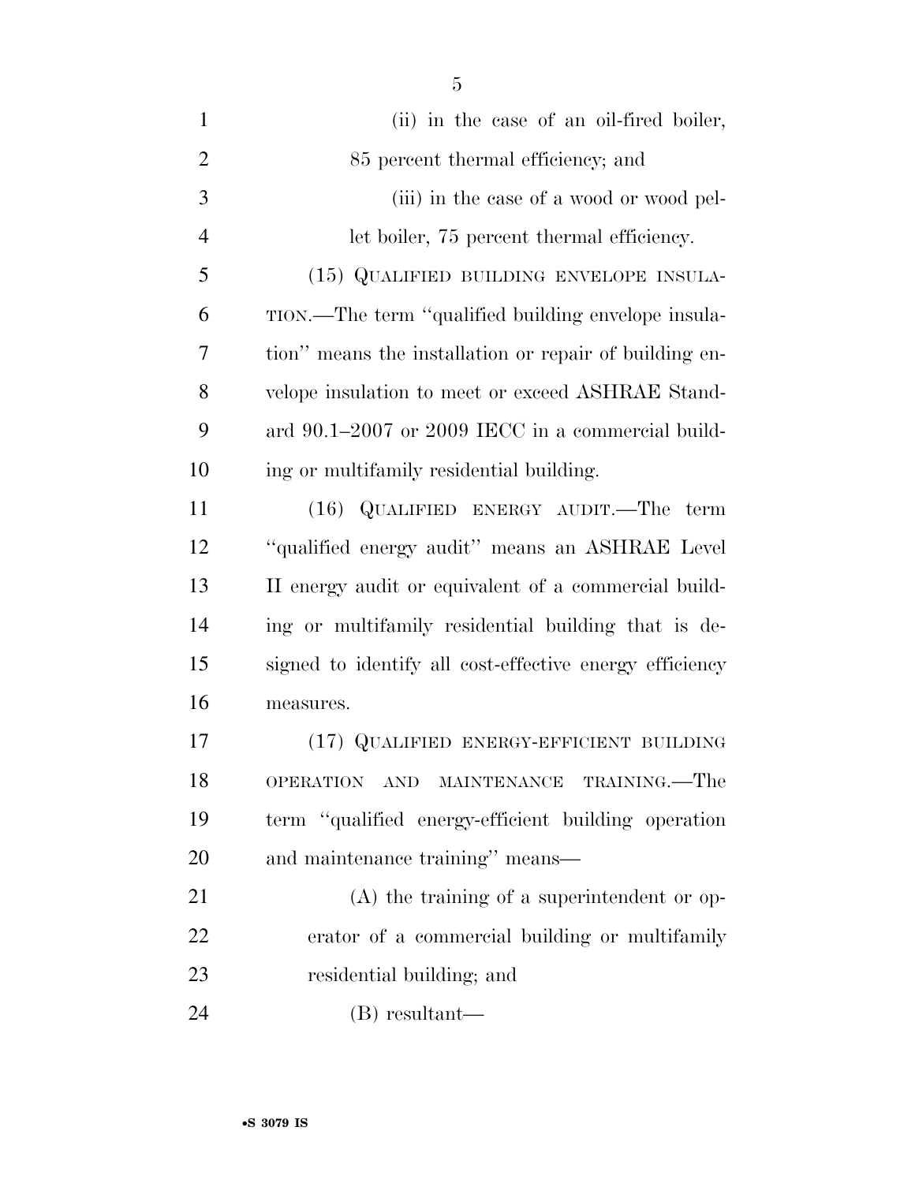(ii) in the case of an oil-fired boiler, 85 percent thermal efficiency; and

(iii) in the case of a wood or wood pellet boiler, 75 percent thermal efficiency.

(15) QUALIFIED BUILDING ENVELOPE INSULATION.—The term "qualified building envelope insulation" means the installation or repair of building envelope insulation to meet or exceed ASHRAE Standard 90.1–2007 or 2009 IECC in a commercial building or multifamily residential building.

(16) QUALIFIED ENERGY AUDIT.—The term "qualified energy audit" means an ASHRAE Level II energy audit or equivalent of a commercial building or multifamily residential building that is designed to identify all cost-effective energy efficiency measures.

(17) QUALIFIED ENERGY-EFFICIENT BUILDING OPERATION AND MAINTENANCE TRAINING.—The term "qualified energy-efficient building operation and maintenance training" means—

(A) the training of a superintendent or operator of a commercial building or multifamily residential building; and

(B) resultant—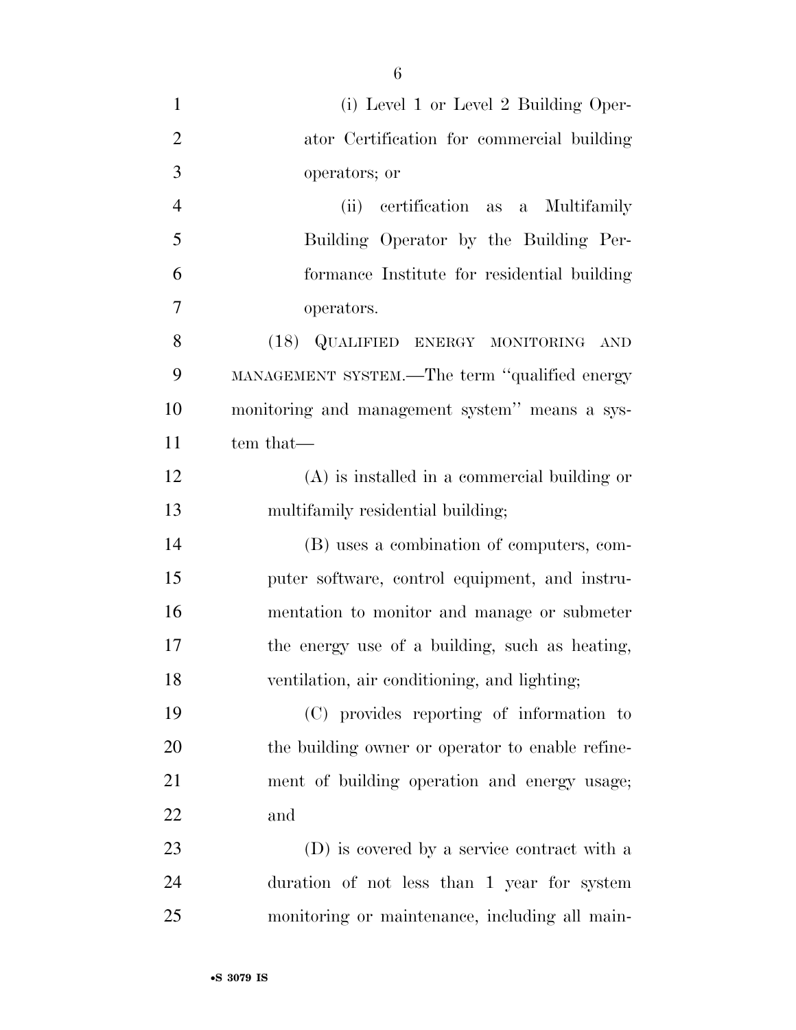(i) Level 1 or Level 2 Building Operator Certification for commercial building operators; or

(ii) certification as a Multifamily Building Operator by the Building Performance Institute for residential building operators.

(18) QUALIFIED ENERGY MONITORING AND MANAGEMENT SYSTEM.—The term "qualified energy monitoring and management system" means a system that—

(A) is installed in a commercial building or multifamily residential building;

(B) uses a combination of computers, computer software, control equipment, and instrumentation to monitor and manage or submeter the energy use of a building, such as heating, ventilation, air conditioning, and lighting;

(C) provides reporting of information to the building owner or operator to enable refinement of building operation and energy usage; and

(D) is covered by a service contract with a duration of not less than 1 year for system monitoring or maintenance, including all main-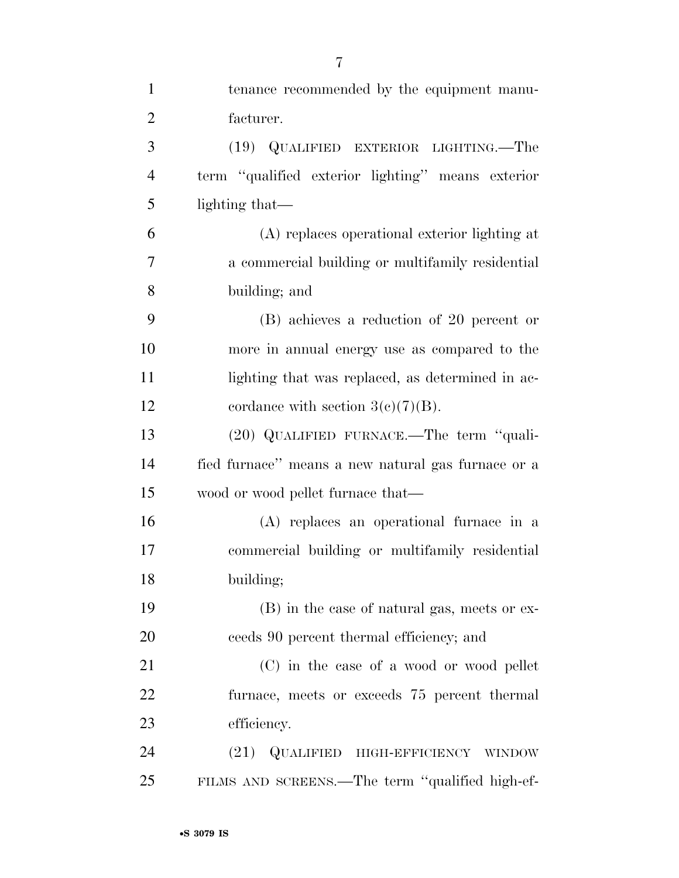tenance recommended by the equipment manufacturer.

(19) QUALIFIED EXTERIOR LIGHTING.—The term ''qualified exterior lighting'' means exterior lighting that—

(A) replaces operational exterior lighting at a commercial building or multifamily residential building; and

(B) achieves a reduction of 20 percent or more in annual energy use as compared to the lighting that was replaced, as determined in accordance with section 3(c)(7)(B).

(20) QUALIFIED FURNACE.—The term ''qualified furnace'' means a new natural gas furnace or a wood or wood pellet furnace that—

(A) replaces an operational furnace in a commercial building or multifamily residential building;

(B) in the case of natural gas, meets or exceeds 90 percent thermal efficiency; and

(C) in the case of a wood or wood pellet furnace, meets or exceeds 75 percent thermal efficiency.

(21) QUALIFIED HIGH-EFFICIENCY WINDOW FILMS AND SCREENS.—The term ''qualified high-ef-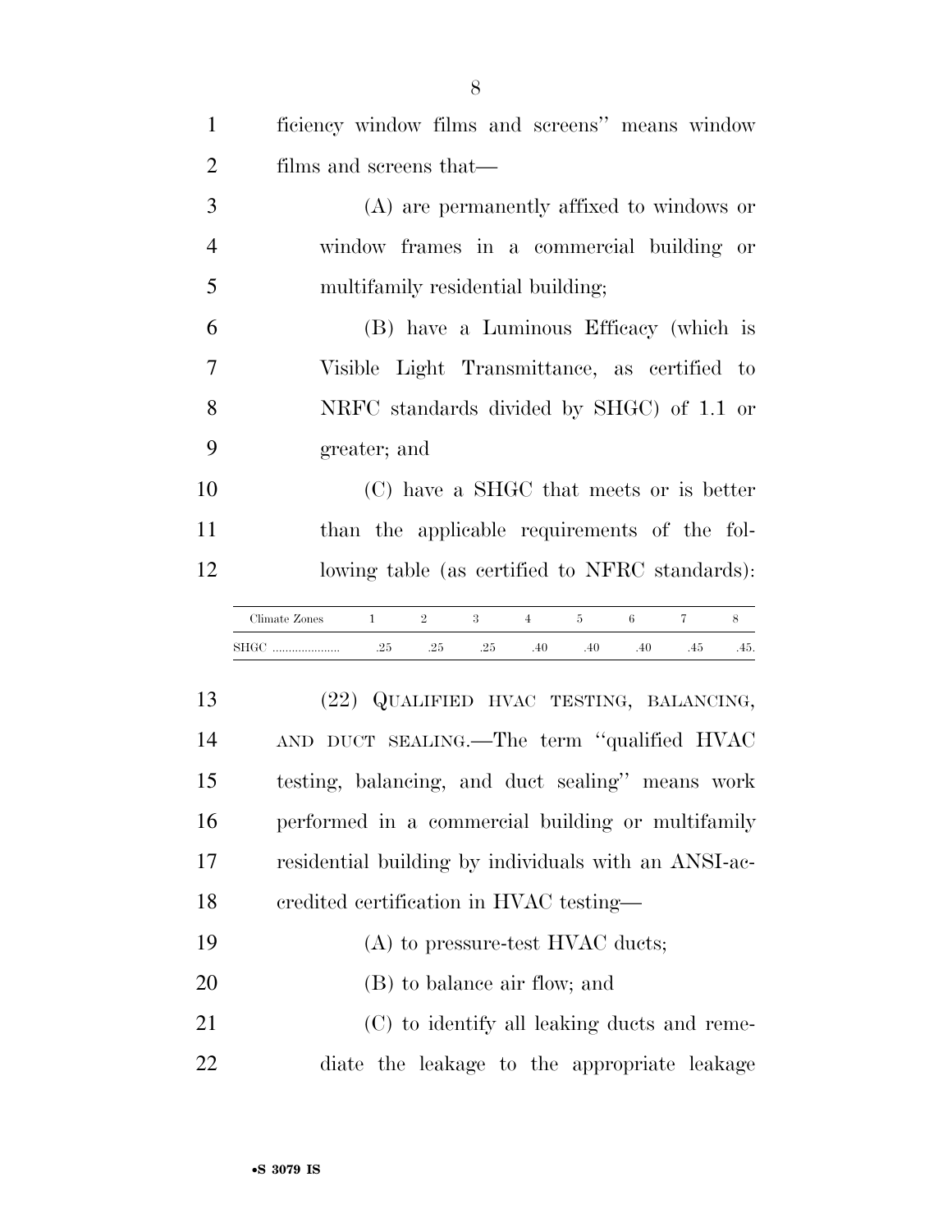ficiency window films and screens'' means window films and screens that—

(A) are permanently affixed to windows or window frames in a commercial building or multifamily residential building;

(B) have a Luminous Efficacy (which is Visible Light Transmittance, as certified to NRFC standards divided by SHGC) of 1.1 or greater; and

(C) have a SHGC that meets or is better than the applicable requirements of the following table (as certified to NFRC standards):

| Climate Zones | 1 | 2 | 3 | 4 | 5 | 6 | 7 | 8 |
|---|---|---|---|---|---|---|---|---|
| SHGC ..................... | .25 | .25 | .25 | .40 | .40 | .40 | .45 | .45. |

(22) QUALIFIED HVAC TESTING, BALANCING, AND DUCT SEALING.—The term ''qualified HVAC testing, balancing, and duct sealing'' means work performed in a commercial building or multifamily residential building by individuals with an ANSI-accredited certification in HVAC testing—

(A) to pressure-test HVAC ducts;

(B) to balance air flow; and

(C) to identify all leaking ducts and remediate the leakage to the appropriate leakage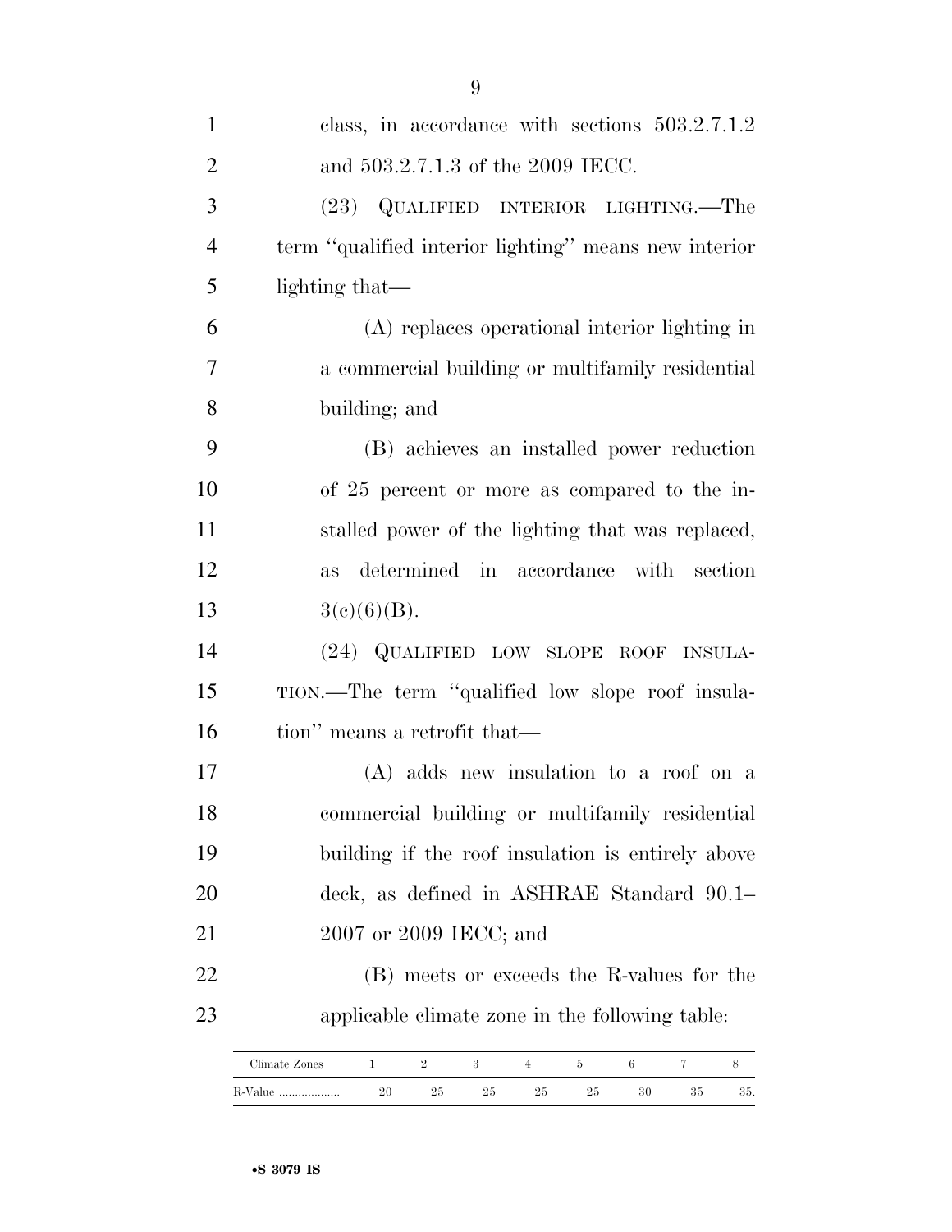class, in accordance with sections 503.2.7.1.2 and 503.2.7.1.3 of the 2009 IECC.

(23) QUALIFIED INTERIOR LIGHTING.—The term "qualified interior lighting" means new interior lighting that—

(A) replaces operational interior lighting in a commercial building or multifamily residential building; and

(B) achieves an installed power reduction of 25 percent or more as compared to the installed power of the lighting that was replaced, as determined in accordance with section 3(c)(6)(B).

(24) QUALIFIED LOW SLOPE ROOF INSULATION.—The term "qualified low slope roof insulation" means a retrofit that—

(A) adds new insulation to a roof on a commercial building or multifamily residential building if the roof insulation is entirely above deck, as defined in ASHRAE Standard 90.1–2007 or 2009 IECC; and

(B) meets or exceeds the R-values for the applicable climate zone in the following table:

| Climate Zones | 1 | 2 | 3 | 4 | 5 | 6 | 7 | 8 |
|---|---|---|---|---|---|---|---|---|
| R-Value | 20 | 25 | 25 | 25 | 25 | 30 | 35 | 35. |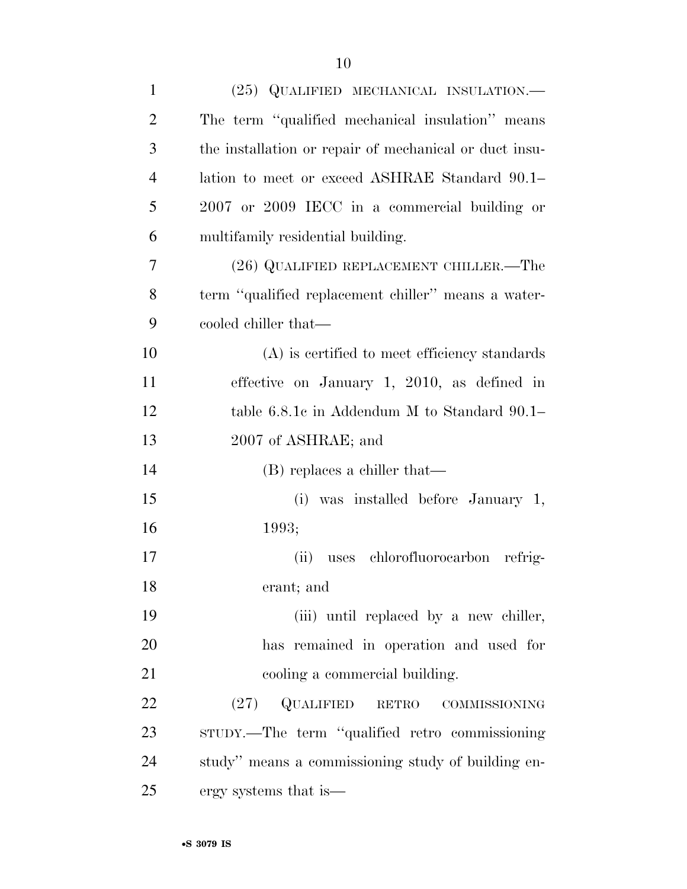(25) QUALIFIED MECHANICAL INSULATION.—The term "qualified mechanical insulation" means the installation or repair of mechanical or duct insulation to meet or exceed ASHRAE Standard 90.1–2007 or 2009 IECC in a commercial building or multifamily residential building.

(26) QUALIFIED REPLACEMENT CHILLER.—The term "qualified replacement chiller" means a water-cooled chiller that—

(A) is certified to meet efficiency standards effective on January 1, 2010, as defined in table 6.8.1c in Addendum M to Standard 90.1–2007 of ASHRAE; and

(B) replaces a chiller that—

(i) was installed before January 1, 1993;

(ii) uses chlorofluorocarbon refrigerant; and

(iii) until replaced by a new chiller, has remained in operation and used for cooling a commercial building.

(27) QUALIFIED RETRO COMMISSIONING STUDY.—The term "qualified retro commissioning study" means a commissioning study of building energy systems that is—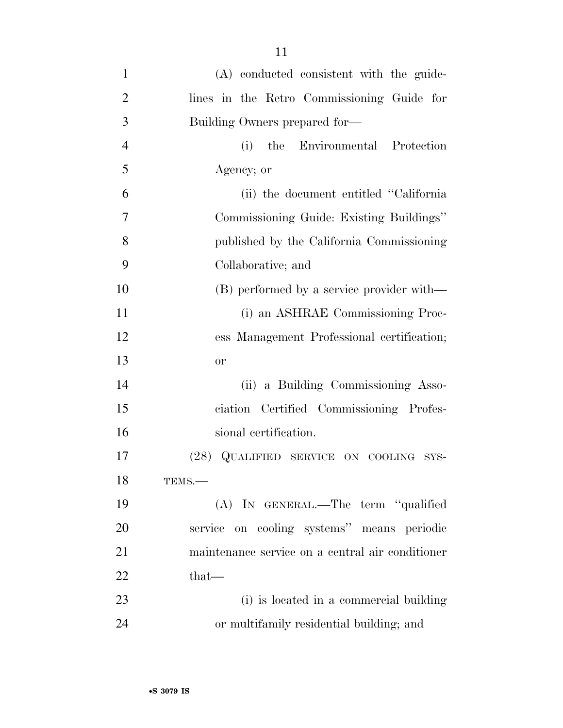(A) conducted consistent with the guidelines in the Retro Commissioning Guide for Building Owners prepared for—

(i) the Environmental Protection Agency; or

(ii) the document entitled "California Commissioning Guide: Existing Buildings" published by the California Commissioning Collaborative; and

(B) performed by a service provider with—

(i) an ASHRAE Commissioning Process Management Professional certification; or

(ii) a Building Commissioning Association Certified Commissioning Professional certification.

(28) QUALIFIED SERVICE ON COOLING SYSTEMS.—

(A) IN GENERAL.—The term "qualified service on cooling systems" means periodic maintenance service on a central air conditioner that—

(i) is located in a commercial building or multifamily residential building; and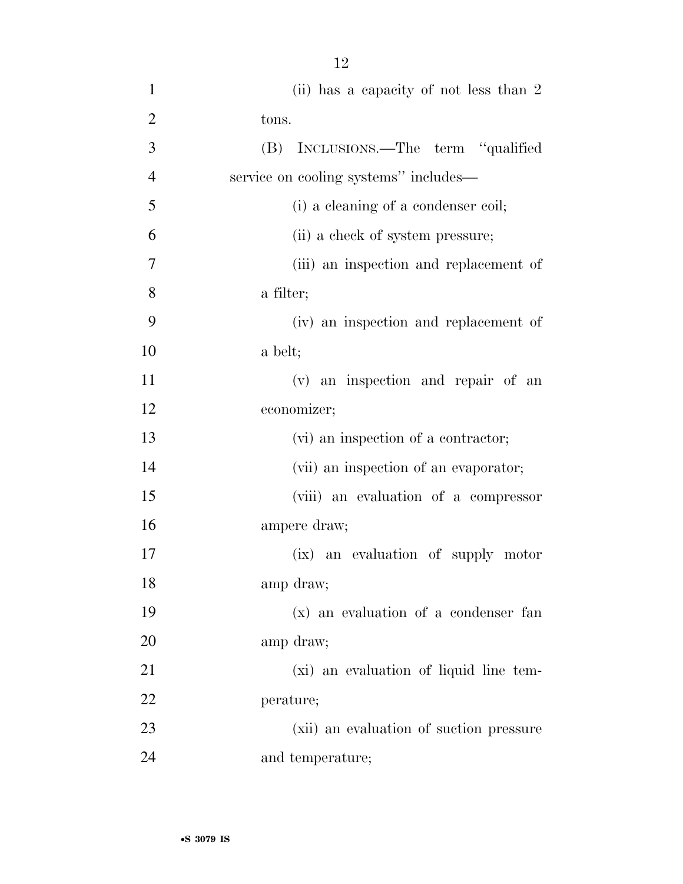(ii) has a capacity of not less than 2 tons.

(B) INCLUSIONS.—The term ''qualified service on cooling systems'' includes—

(i) a cleaning of a condenser coil;

(ii) a check of system pressure;

(iii) an inspection and replacement of a filter;

(iv) an inspection and replacement of a belt;

(v) an inspection and repair of an economizer;

(vi) an inspection of a contractor;

(vii) an inspection of an evaporator;

(viii) an evaluation of a compressor ampere draw;

(ix) an evaluation of supply motor amp draw;

(x) an evaluation of a condenser fan amp draw;

(xi) an evaluation of liquid line temperature;

(xii) an evaluation of suction pressure and temperature;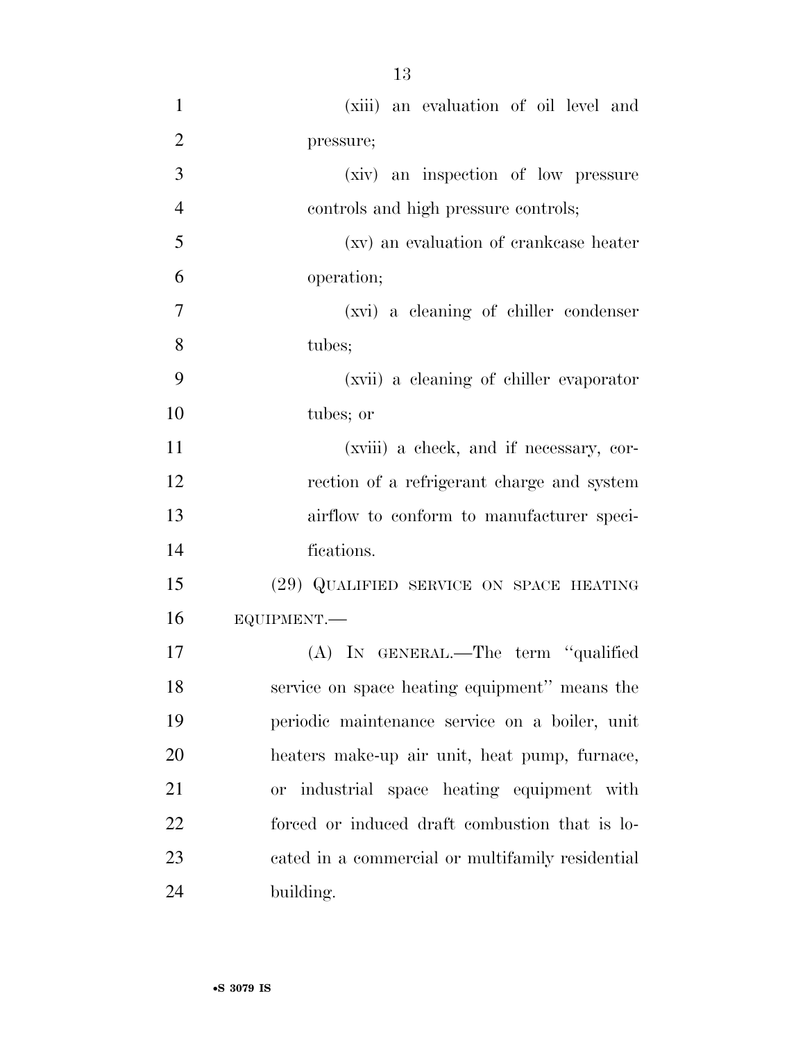(xiii) an evaluation of oil level and pressure;

(xiv) an inspection of low pressure controls and high pressure controls;

(xv) an evaluation of crankcase heater operation;

(xvi) a cleaning of chiller condenser tubes;

(xvii) a cleaning of chiller evaporator tubes; or

(xviii) a check, and if necessary, correction of a refrigerant charge and system airflow to conform to manufacturer specifications.

(29) QUALIFIED SERVICE ON SPACE HEATING EQUIPMENT.—

(A) IN GENERAL.—The term ''qualified service on space heating equipment'' means the periodic maintenance service on a boiler, unit heaters make-up air unit, heat pump, furnace, or industrial space heating equipment with forced or induced draft combustion that is located in a commercial or multifamily residential building.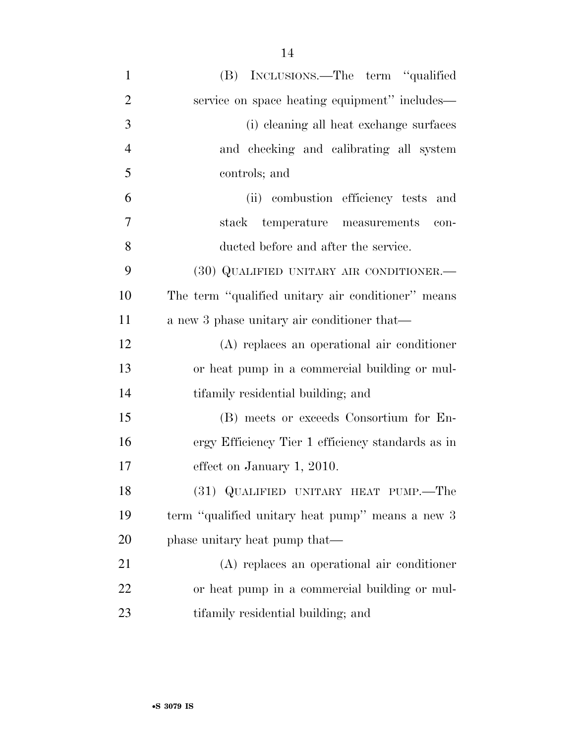(B) INCLUSIONS.—The term ''qualified service on space heating equipment'' includes—

(i) cleaning all heat exchange surfaces and checking and calibrating all system controls; and

(ii) combustion efficiency tests and stack temperature measurements conducted before and after the service.

(30) QUALIFIED UNITARY AIR CONDITIONER.—The term ''qualified unitary air conditioner'' means a new 3 phase unitary air conditioner that—

(A) replaces an operational air conditioner or heat pump in a commercial building or multifamily residential building; and

(B) meets or exceeds Consortium for Energy Efficiency Tier 1 efficiency standards as in effect on January 1, 2010.

(31) QUALIFIED UNITARY HEAT PUMP.—The term ''qualified unitary heat pump'' means a new 3 phase unitary heat pump that—

(A) replaces an operational air conditioner or heat pump in a commercial building or multifamily residential building; and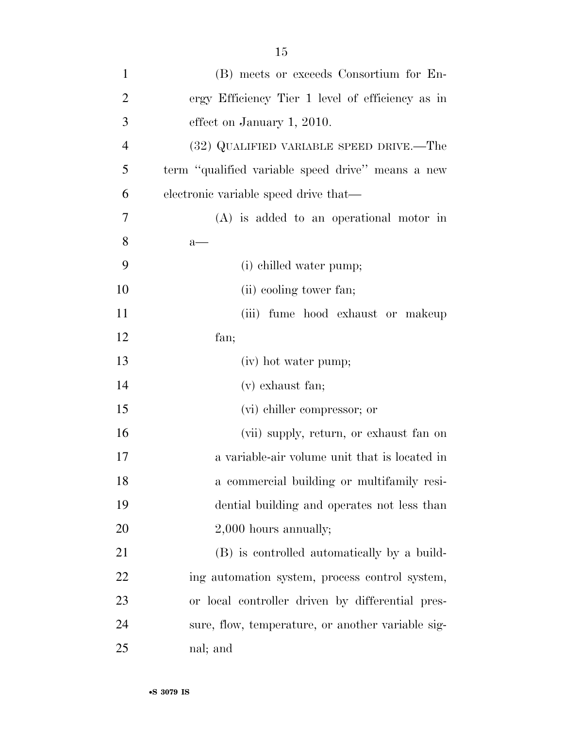(B) meets or exceeds Consortium for Energy Efficiency Tier 1 level of efficiency as in effect on January 1, 2010.

(32) QUALIFIED VARIABLE SPEED DRIVE.—The term ''qualified variable speed drive'' means a new electronic variable speed drive that—

(A) is added to an operational motor in a—

(i) chilled water pump;

(ii) cooling tower fan;

(iii) fume hood exhaust or makeup fan;

(iv) hot water pump;

(v) exhaust fan;

(vi) chiller compressor; or

(vii) supply, return, or exhaust fan on a variable-air volume unit that is located in a commercial building or multifamily residential building and operates not less than 2,000 hours annually;

(B) is controlled automatically by a building automation system, process control system, or local controller driven by differential pressure, flow, temperature, or another variable signal; and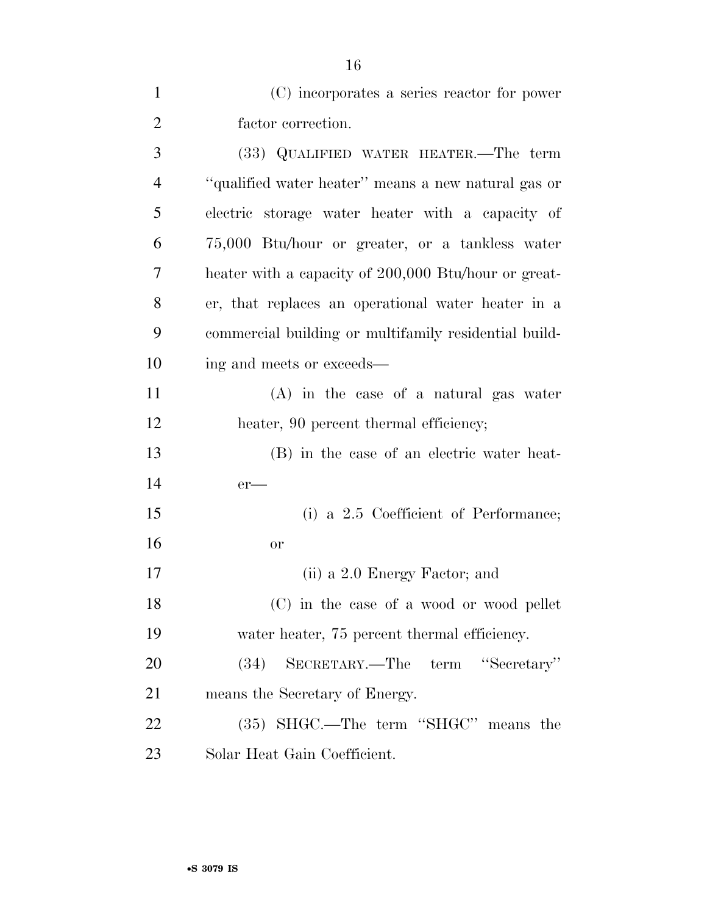(C) incorporates a series reactor for power factor correction.

(33) QUALIFIED WATER HEATER.—The term ''qualified water heater'' means a new natural gas or electric storage water heater with a capacity of 75,000 Btu/hour or greater, or a tankless water heater with a capacity of 200,000 Btu/hour or greater, that replaces an operational water heater in a commercial building or multifamily residential building and meets or exceeds—

(A) in the case of a natural gas water heater, 90 percent thermal efficiency;

(B) in the case of an electric water heater—

(i) a 2.5 Coefficient of Performance; or

(ii) a 2.0 Energy Factor; and

(C) in the case of a wood or wood pellet water heater, 75 percent thermal efficiency.

(34) SECRETARY.—The term ''Secretary'' means the Secretary of Energy.

(35) SHGC.—The term ''SHGC'' means the Solar Heat Gain Coefficient.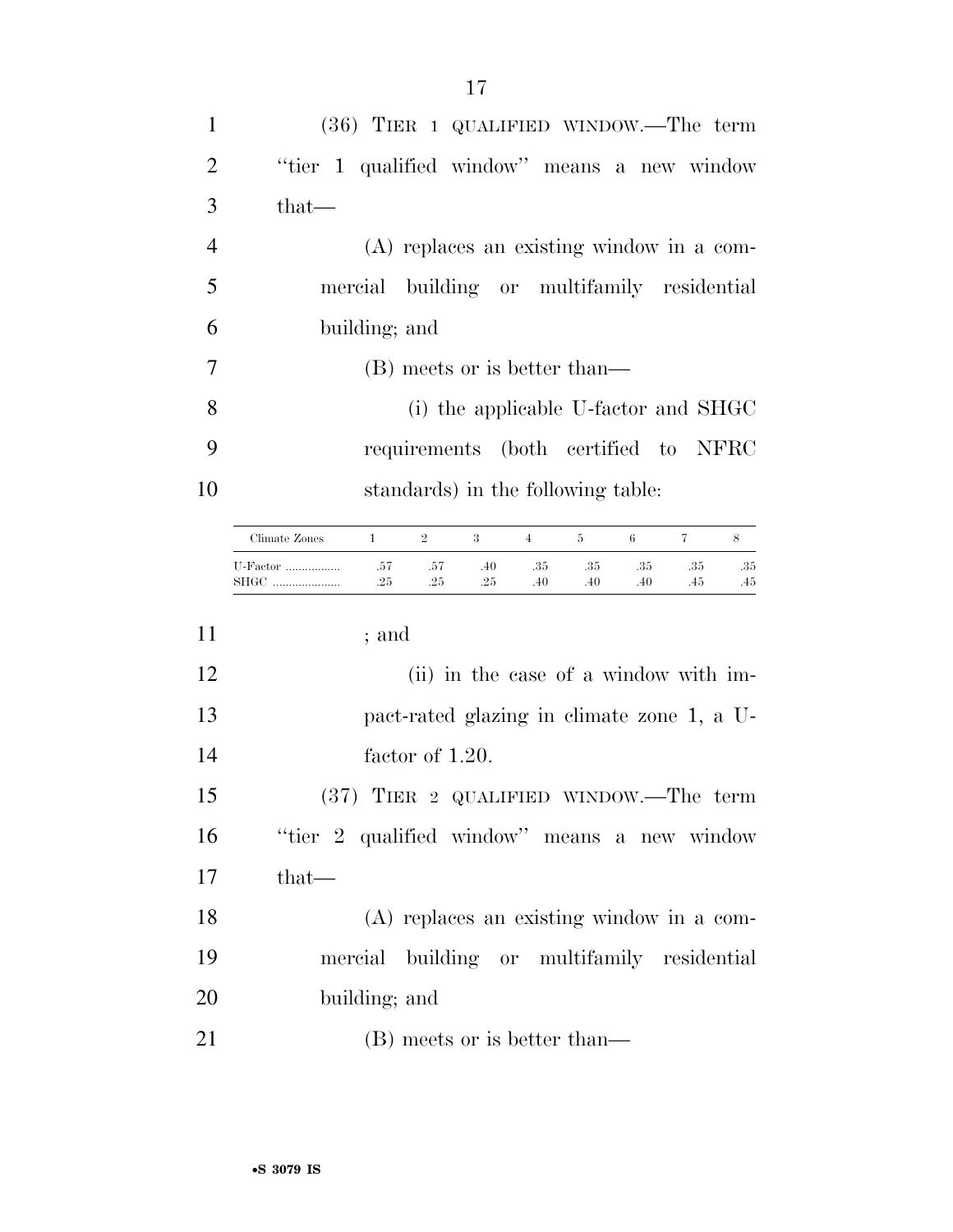(36) TIER 1 QUALIFIED WINDOW.—The term "tier 1 qualified window" means a new window that—

(A) replaces an existing window in a commercial building or multifamily residential building; and

(B) meets or is better than—

(i) the applicable U-factor and SHGC requirements (both certified to NFRC standards) in the following table:

| Climate Zones | 1 | 2 | 3 | 4 | 5 | 6 | 7 | 8 |
|---|---|---|---|---|---|---|---|---|
| U-Factor | .57 | .57 | .40 | .35 | .35 | .35 | .35 | .35 |
| SHGC | .25 | .25 | .25 | .40 | .40 | .40 | .45 | .45 |

; and

(ii) in the case of a window with impact-rated glazing in climate zone 1, a U-factor of 1.20.

(37) TIER 2 QUALIFIED WINDOW.—The term "tier 2 qualified window" means a new window that—

(A) replaces an existing window in a commercial building or multifamily residential building; and

(B) meets or is better than—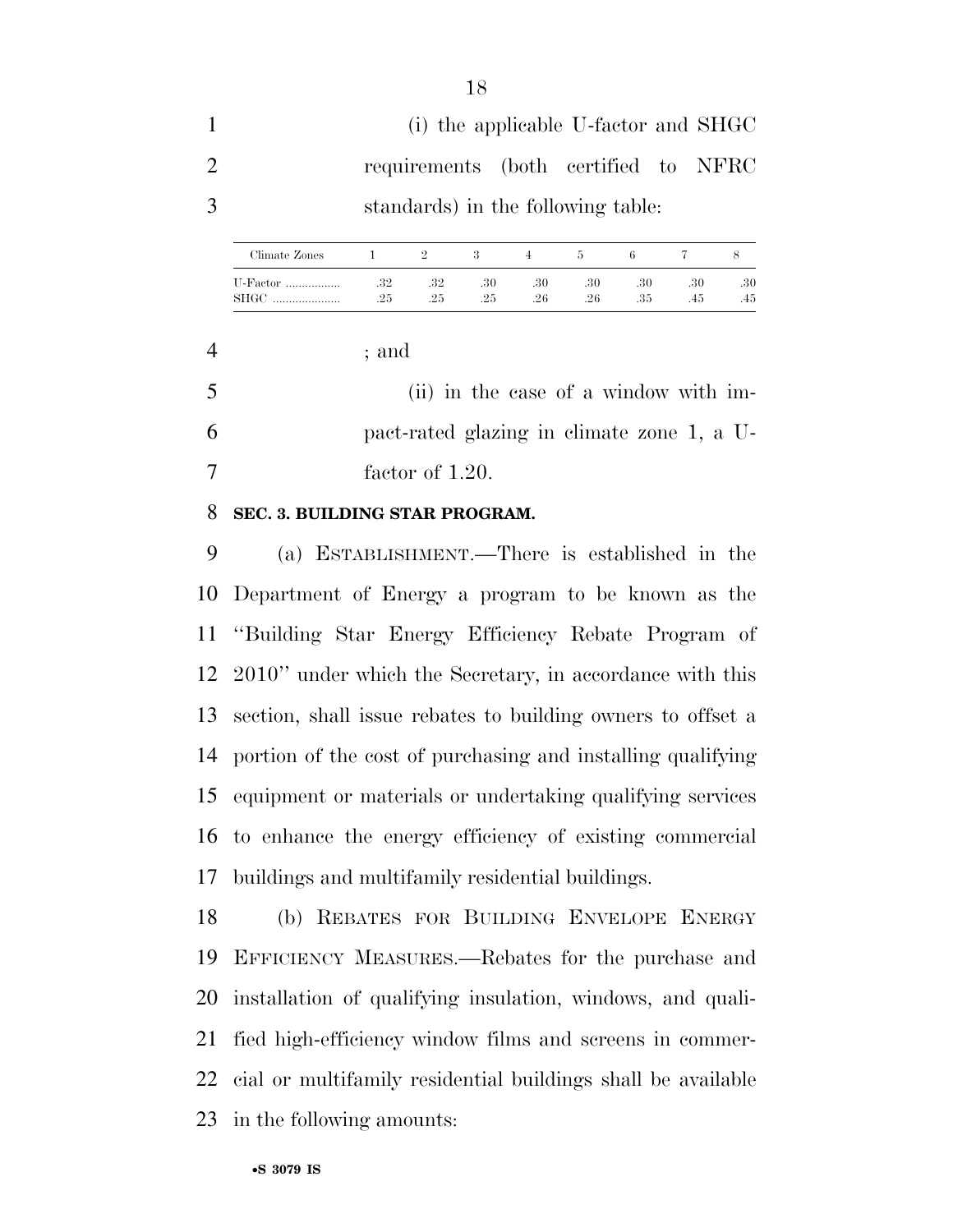(i) the applicable U-factor and SHGC requirements (both certified to NFRC standards) in the following table:

| Climate Zones | 1 | 2 | 3 | 4 | 5 | 6 | 7 | 8 |
|---|---|---|---|---|---|---|---|---|
| U-Factor | .32 | .32 | .30 | .30 | .30 | .30 | .30 | .30 |
| SHGC | .25 | .25 | .25 | .26 | .26 | .35 | .45 | .45 |

; and

(ii) in the case of a window with impact-rated glazing in climate zone 1, a U-factor of 1.20.

**SEC. 3. BUILDING STAR PROGRAM.**

(a) ESTABLISHMENT.—There is established in the Department of Energy a program to be known as the "Building Star Energy Efficiency Rebate Program of 2010" under which the Secretary, in accordance with this section, shall issue rebates to building owners to offset a portion of the cost of purchasing and installing qualifying equipment or materials or undertaking qualifying services to enhance the energy efficiency of existing commercial buildings and multifamily residential buildings.

(b) REBATES FOR BUILDING ENVELOPE ENERGY EFFICIENCY MEASURES.—Rebates for the purchase and installation of qualifying insulation, windows, and qualified high-efficiency window films and screens in commercial or multifamily residential buildings shall be available in the following amounts: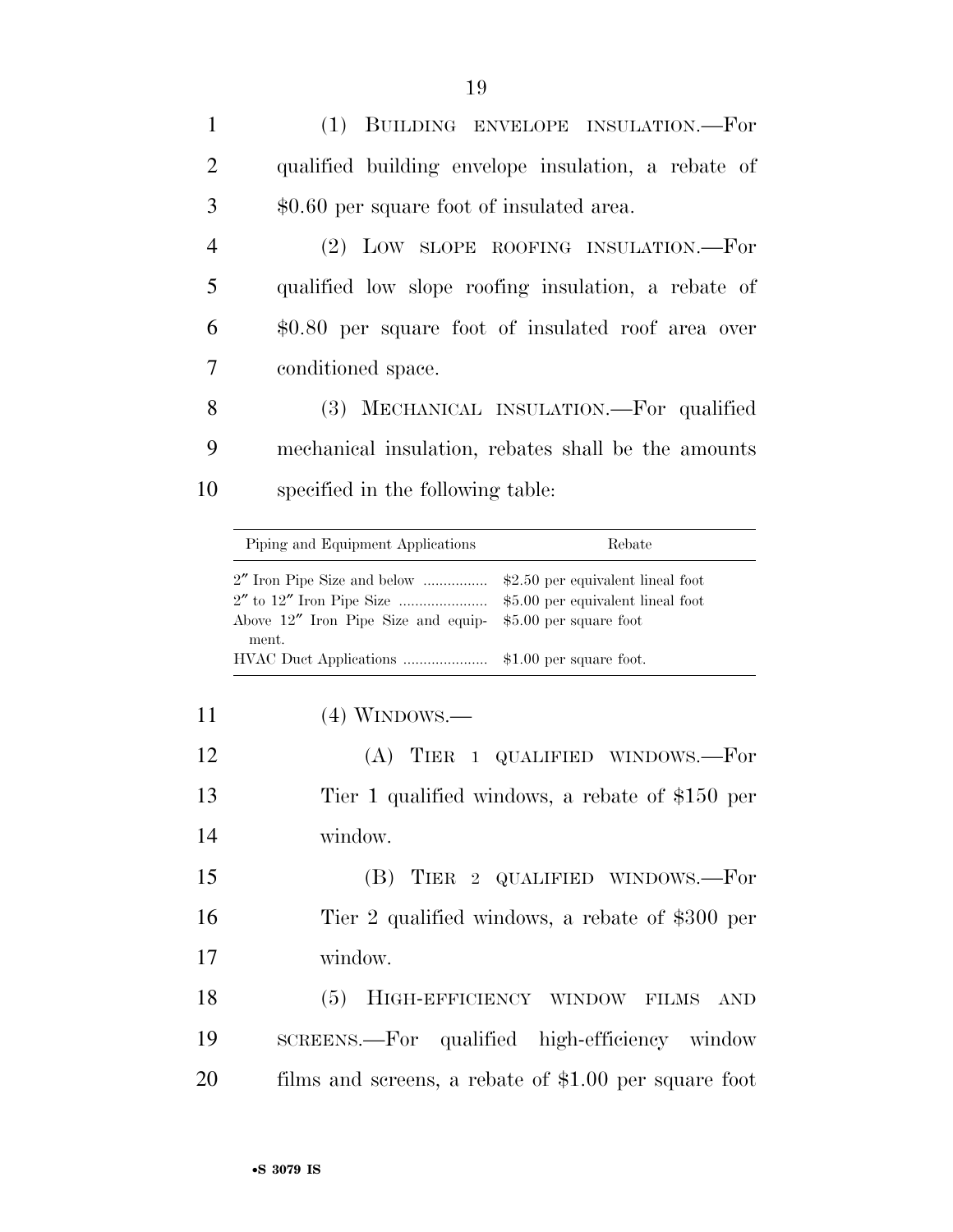(1) BUILDING ENVELOPE INSULATION.—For qualified building envelope insulation, a rebate of $0.60 per square foot of insulated area.

(2) LOW SLOPE ROOFING INSULATION.—For qualified low slope roofing insulation, a rebate of $0.80 per square foot of insulated roof area over conditioned space.

(3) MECHANICAL INSULATION.—For qualified mechanical insulation, rebates shall be the amounts specified in the following table:

| Piping and Equipment Applications | Rebate |
| --- | --- |
| 2″ Iron Pipe Size and below | $2.50 per equivalent lineal foot |
| 2″ to 12″ Iron Pipe Size | $5.00 per equivalent lineal foot |
| Above 12″ Iron Pipe Size and equipment. | $5.00 per square foot |
| HVAC Duct Applications | $1.00 per square foot. |

(4) WINDOWS.—

(A) TIER 1 QUALIFIED WINDOWS.—For Tier 1 qualified windows, a rebate of $150 per window.

(B) TIER 2 QUALIFIED WINDOWS.—For Tier 2 qualified windows, a rebate of $300 per window.

(5) HIGH-EFFICIENCY WINDOW FILMS AND SCREENS.—For qualified high-efficiency window films and screens, a rebate of $1.00 per square foot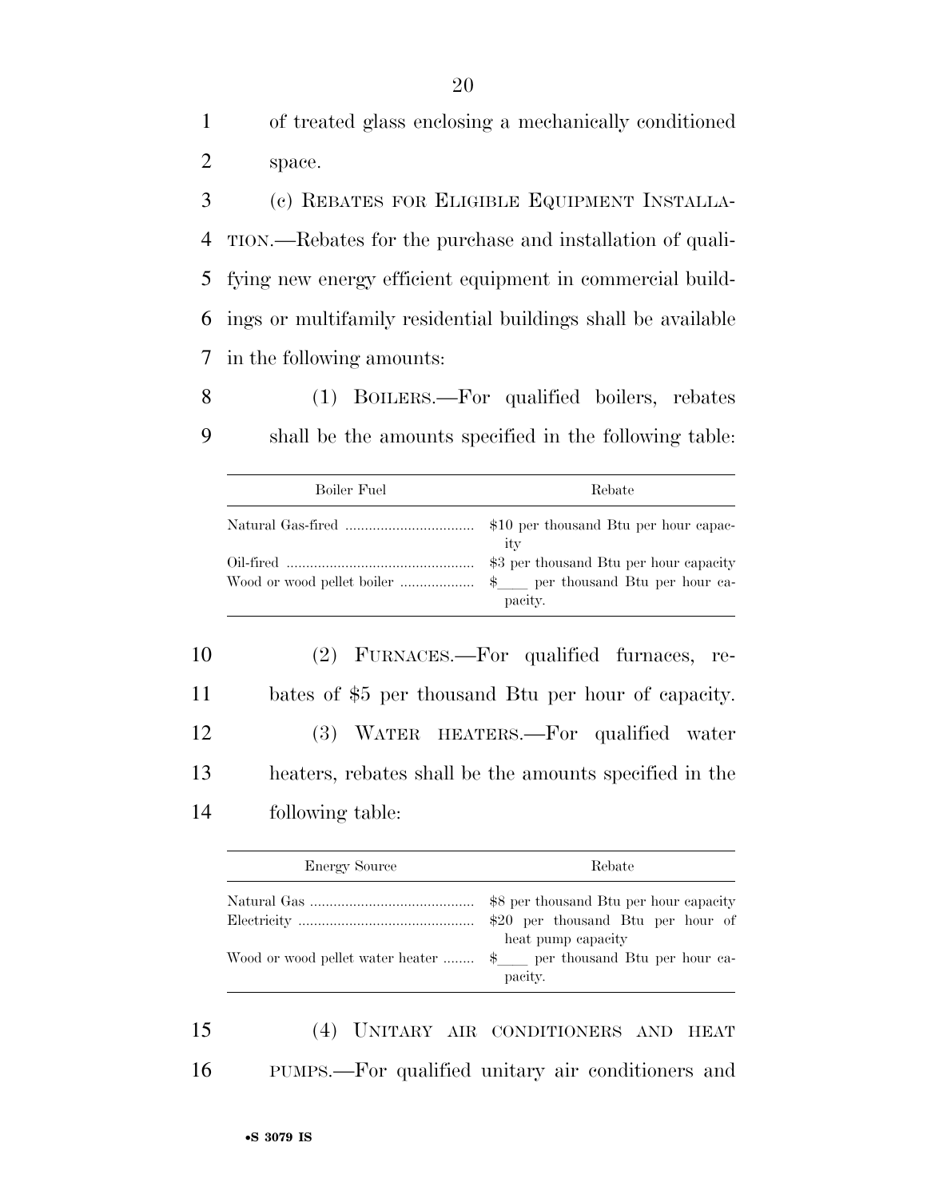of treated glass enclosing a mechanically conditioned space.

(c) REBATES FOR ELIGIBLE EQUIPMENT INSTALLATION.—Rebates for the purchase and installation of qualifying new energy efficient equipment in commercial buildings or multifamily residential buildings shall be available in the following amounts:

(1) BOILERS.—For qualified boilers, rebates shall be the amounts specified in the following table:

| Boiler Fuel | Rebate |
|---|---|
| Natural Gas-fired | $10 per thousand Btu per hour capacity |
| Oil-fired | $3 per thousand Btu per hour capacity |
| Wood or wood pellet boiler | $____ per thousand Btu per hour capacity. |

(2) FURNACES.—For qualified furnaces, rebates of $5 per thousand Btu per hour of capacity.

(3) WATER HEATERS.—For qualified water heaters, rebates shall be the amounts specified in the following table:

| Energy Source | Rebate |
|---|---|
| Natural Gas | $8 per thousand Btu per hour capacity |
| Electricity | $20 per thousand Btu per hour of heat pump capacity |
| Wood or wood pellet water heater | $____ per thousand Btu per hour capacity. |

(4) UNITARY AIR CONDITIONERS AND HEAT PUMPS.—For qualified unitary air conditioners and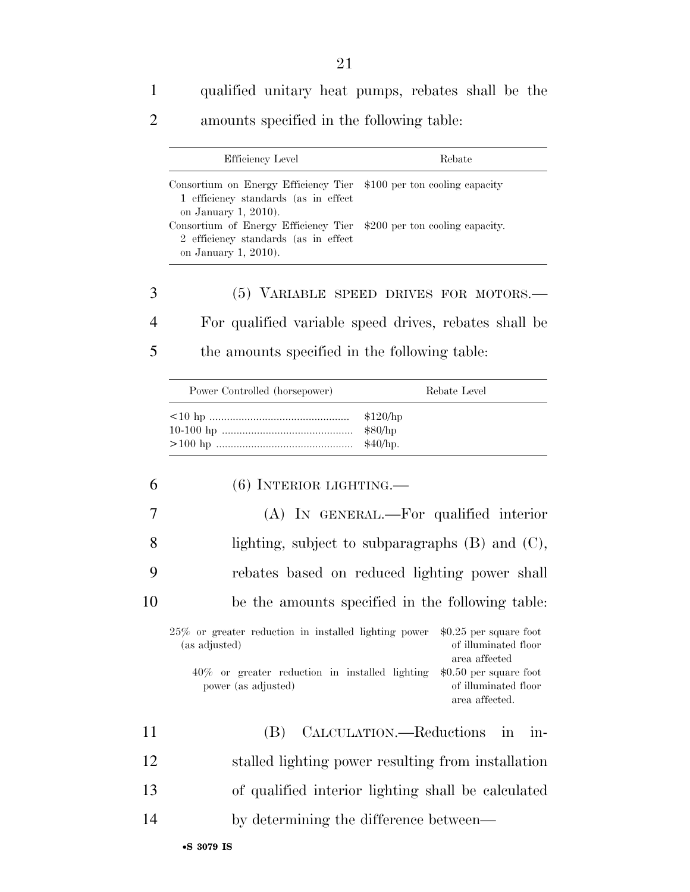qualified unitary heat pumps, rebates shall be the amounts specified in the following table:

| Efficiency Level | Rebate |
| --- | --- |
| Consortium on Energy Efficiency Tier 1 efficiency standards (as in effect on January 1, 2010). | $100 per ton cooling capacity |
| Consortium of Energy Efficiency Tier 2 efficiency standards (as in effect on January 1, 2010). | $200 per ton cooling capacity. |

(5) VARIABLE SPEED DRIVES FOR MOTORS.—For qualified variable speed drives, rebates shall be the amounts specified in the following table:

| Power Controlled (horsepower) | Rebate Level |
| --- | --- |
| <10 hp | $120/hp |
| 10-100 hp | $80/hp |
| >100 hp | $40/hp. |

(6) INTERIOR LIGHTING.—

(A) IN GENERAL.—For qualified interior lighting, subject to subparagraphs (B) and (C), rebates based on reduced lighting power shall be the amounts specified in the following table:

| | |
| --- | --- |
| 25% or greater reduction in installed lighting power (as adjusted) | $0.25 per square foot of illuminated floor area affected |
| 40% or greater reduction in installed lighting power (as adjusted) | $0.50 per square foot of illuminated floor area affected. |

(B) CALCULATION.—Reductions in installed lighting power resulting from installation of qualified interior lighting shall be calculated by determining the difference between—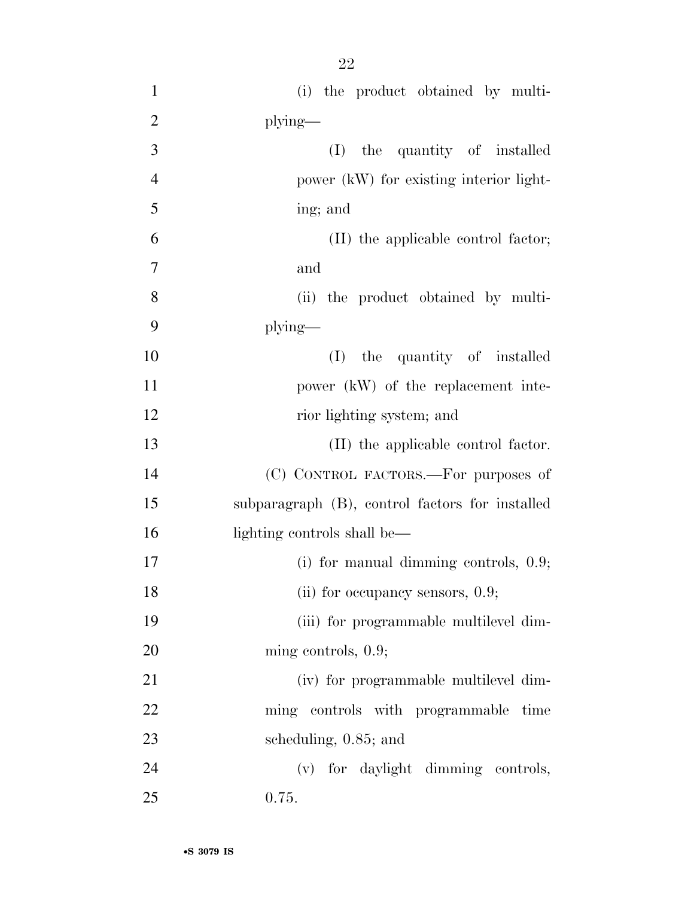(i) the product obtained by multiplying—

(I) the quantity of installed power (kW) for existing interior lighting; and

(II) the applicable control factor; and

(ii) the product obtained by multiplying—

(I) the quantity of installed power (kW) of the replacement interior lighting system; and

(II) the applicable control factor.

(C) CONTROL FACTORS.—For purposes of subparagraph (B), control factors for installed lighting controls shall be—

(i) for manual dimming controls, 0.9;

(ii) for occupancy sensors, 0.9;

(iii) for programmable multilevel dimming controls, 0.9;

(iv) for programmable multilevel dimming controls with programmable time scheduling, 0.85; and

(v) for daylight dimming controls, 0.75.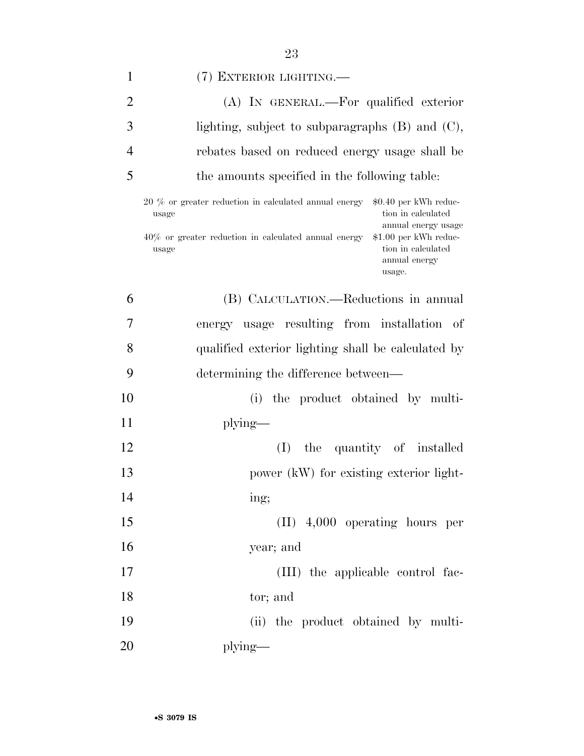(7) EXTERIOR LIGHTING.—

(A) IN GENERAL.—For qualified exterior lighting, subject to subparagraphs (B) and (C), rebates based on reduced energy usage shall be the amounts specified in the following table:

| | |
|---|---|
| 20 % or greater reduction in calculated annual energy usage | $0.40 per kWh reduction in calculated annual energy usage |
| 40% or greater reduction in calculated annual energy usage | $1.00 per kWh reduction in calculated annual energy usage. |

(B) CALCULATION.—Reductions in annual energy usage resulting from installation of qualified exterior lighting shall be calculated by determining the difference between—

(i) the product obtained by multiplying—

(I) the quantity of installed power (kW) for existing exterior lighting;

(II) 4,000 operating hours per year; and

(III) the applicable control factor; and

(ii) the product obtained by multiplying—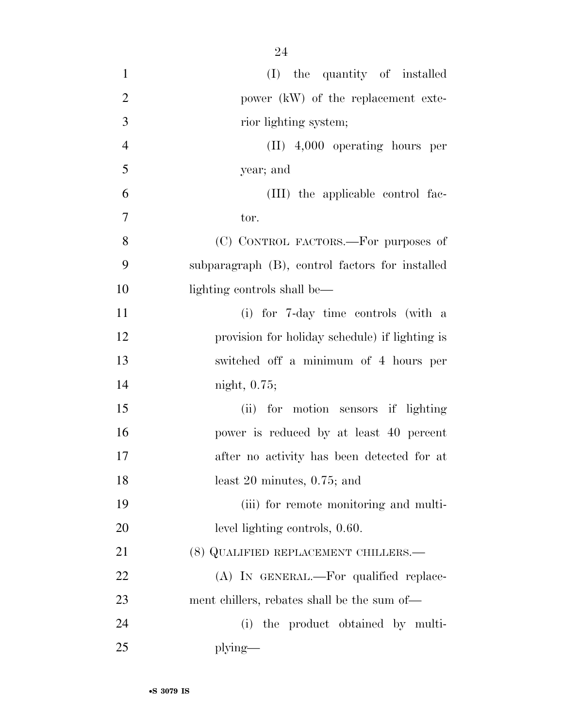(I) the quantity of installed power (kW) of the replacement exterior lighting system;

(II) 4,000 operating hours per year; and

(III) the applicable control factor.

(C) CONTROL FACTORS.—For purposes of subparagraph (B), control factors for installed lighting controls shall be—

(i) for 7-day time controls (with a provision for holiday schedule) if lighting is switched off a minimum of 4 hours per night, 0.75;

(ii) for motion sensors if lighting power is reduced by at least 40 percent after no activity has been detected for at least 20 minutes, 0.75; and

(iii) for remote monitoring and multi-level lighting controls, 0.60.

(8) QUALIFIED REPLACEMENT CHILLERS.—

(A) IN GENERAL.—For qualified replacement chillers, rebates shall be the sum of—

(i) the product obtained by multiplying—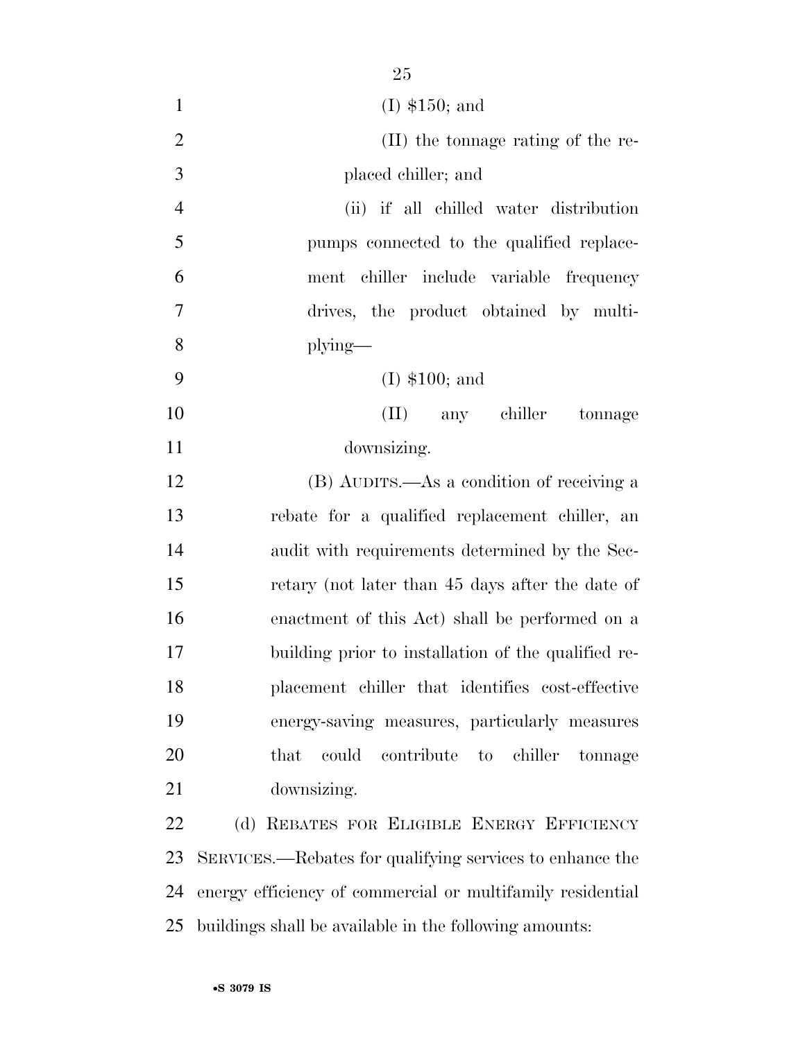(I) $150; and

(II) the tonnage rating of the replaced chiller; and

(ii) if all chilled water distribution pumps connected to the qualified replacement chiller include variable frequency drives, the product obtained by multiplying—

(I) $100; and

(II) any chiller tonnage downsizing.

(B) AUDITS.—As a condition of receiving a rebate for a qualified replacement chiller, an audit with requirements determined by the Secretary (not later than 45 days after the date of enactment of this Act) shall be performed on a building prior to installation of the qualified replacement chiller that identifies cost-effective energy-saving measures, particularly measures that could contribute to chiller tonnage downsizing.

(d) REBATES FOR ELIGIBLE ENERGY EFFICIENCY SERVICES.—Rebates for qualifying services to enhance the energy efficiency of commercial or multifamily residential buildings shall be available in the following amounts: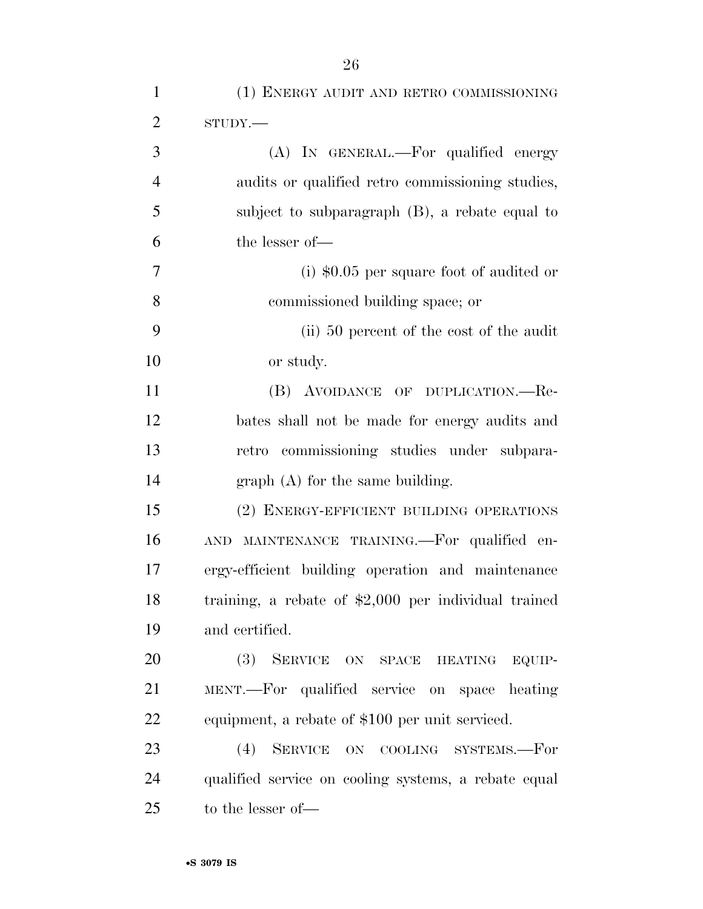(1) ENERGY AUDIT AND RETRO COMMISSIONING STUDY.—

(A) IN GENERAL.—For qualified energy audits or qualified retro commissioning studies, subject to subparagraph (B), a rebate equal to the lesser of—

(i) $0.05 per square foot of audited or commissioned building space; or

(ii) 50 percent of the cost of the audit or study.

(B) AVOIDANCE OF DUPLICATION.—Rebates shall not be made for energy audits and retro commissioning studies under subparagraph (A) for the same building.

(2) ENERGY-EFFICIENT BUILDING OPERATIONS AND MAINTENANCE TRAINING.—For qualified energy-efficient building operation and maintenance training, a rebate of $2,000 per individual trained and certified.

(3) SERVICE ON SPACE HEATING EQUIPMENT.—For qualified service on space heating equipment, a rebate of $100 per unit serviced.

(4) SERVICE ON COOLING SYSTEMS.—For qualified service on cooling systems, a rebate equal to the lesser of—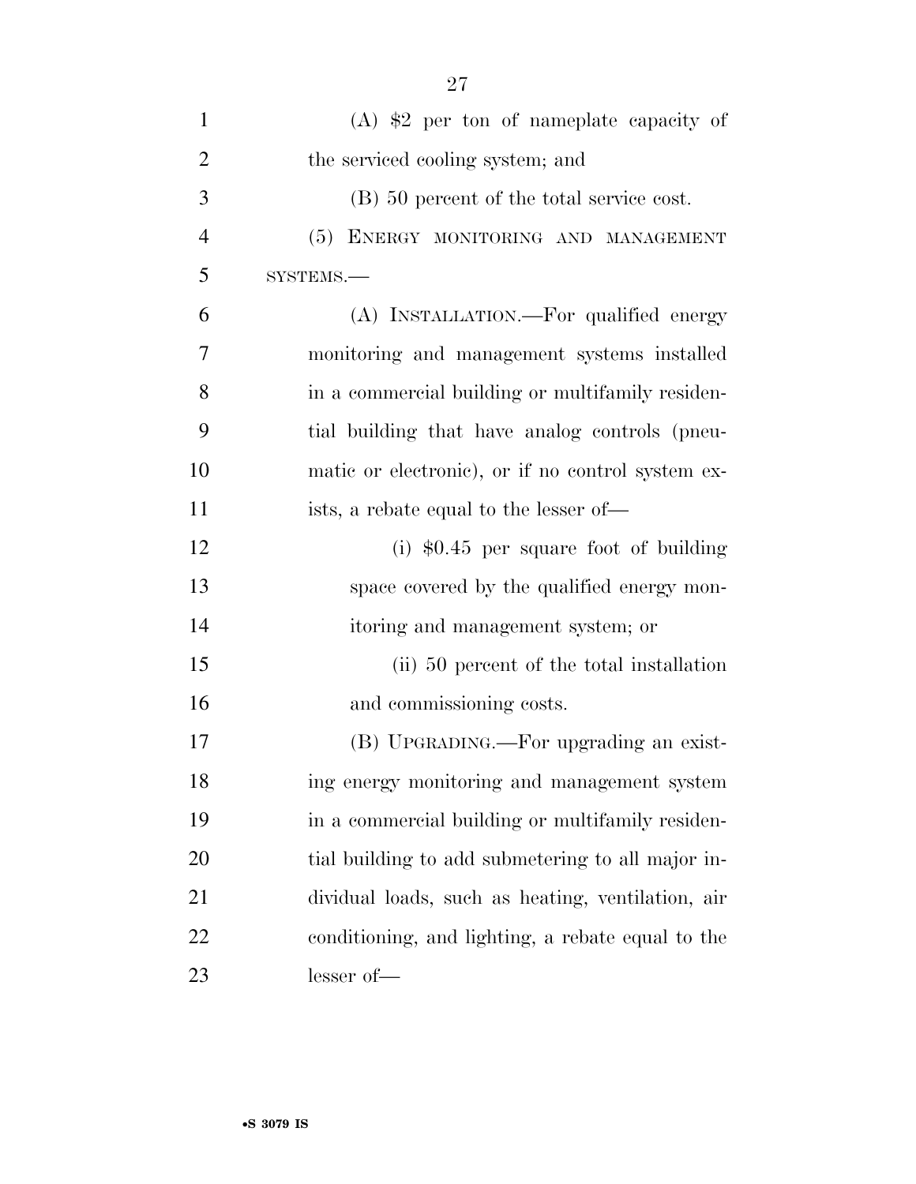(A) $2 per ton of nameplate capacity of the serviced cooling system; and

(B) 50 percent of the total service cost.

(5) ENERGY MONITORING AND MANAGEMENT SYSTEMS.—

(A) INSTALLATION.—For qualified energy monitoring and management systems installed in a commercial building or multifamily residential building that have analog controls (pneumatic or electronic), or if no control system exists, a rebate equal to the lesser of—

(i) $0.45 per square foot of building space covered by the qualified energy monitoring and management system; or

(ii) 50 percent of the total installation and commissioning costs.

(B) UPGRADING.—For upgrading an existing energy monitoring and management system in a commercial building or multifamily residential building to add submetering to all major individual loads, such as heating, ventilation, air conditioning, and lighting, a rebate equal to the lesser of—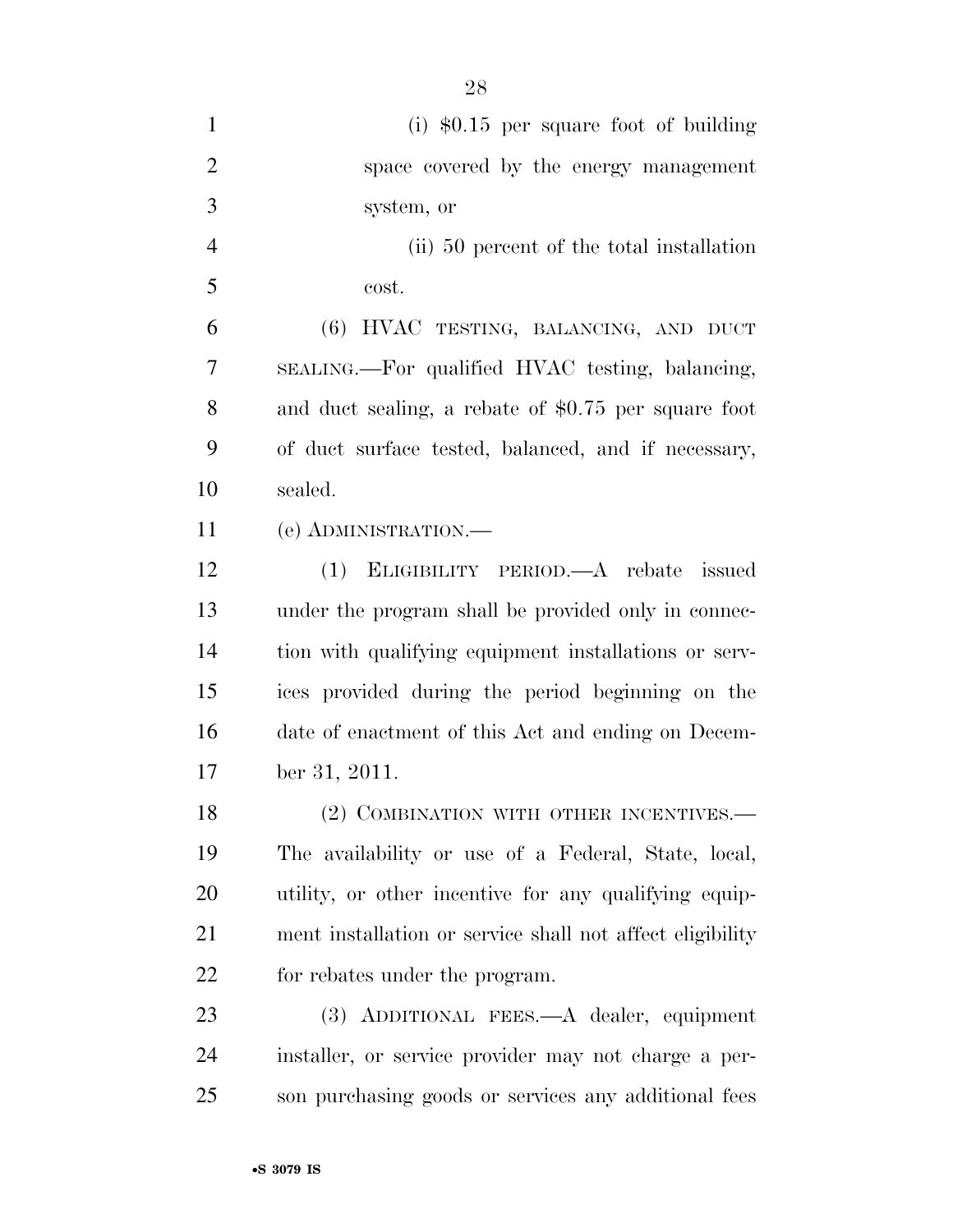(i) $0.15 per square foot of building space covered by the energy management system, or

(ii) 50 percent of the total installation cost.

(6) HVAC TESTING, BALANCING, AND DUCT SEALING.—For qualified HVAC testing, balancing, and duct sealing, a rebate of $0.75 per square foot of duct surface tested, balanced, and if necessary, sealed.

(e) ADMINISTRATION.—

(1) ELIGIBILITY PERIOD.—A rebate issued under the program shall be provided only in connection with qualifying equipment installations or services provided during the period beginning on the date of enactment of this Act and ending on December 31, 2011.

(2) COMBINATION WITH OTHER INCENTIVES.—The availability or use of a Federal, State, local, utility, or other incentive for any qualifying equipment installation or service shall not affect eligibility for rebates under the program.

(3) ADDITIONAL FEES.—A dealer, equipment installer, or service provider may not charge a person purchasing goods or services any additional fees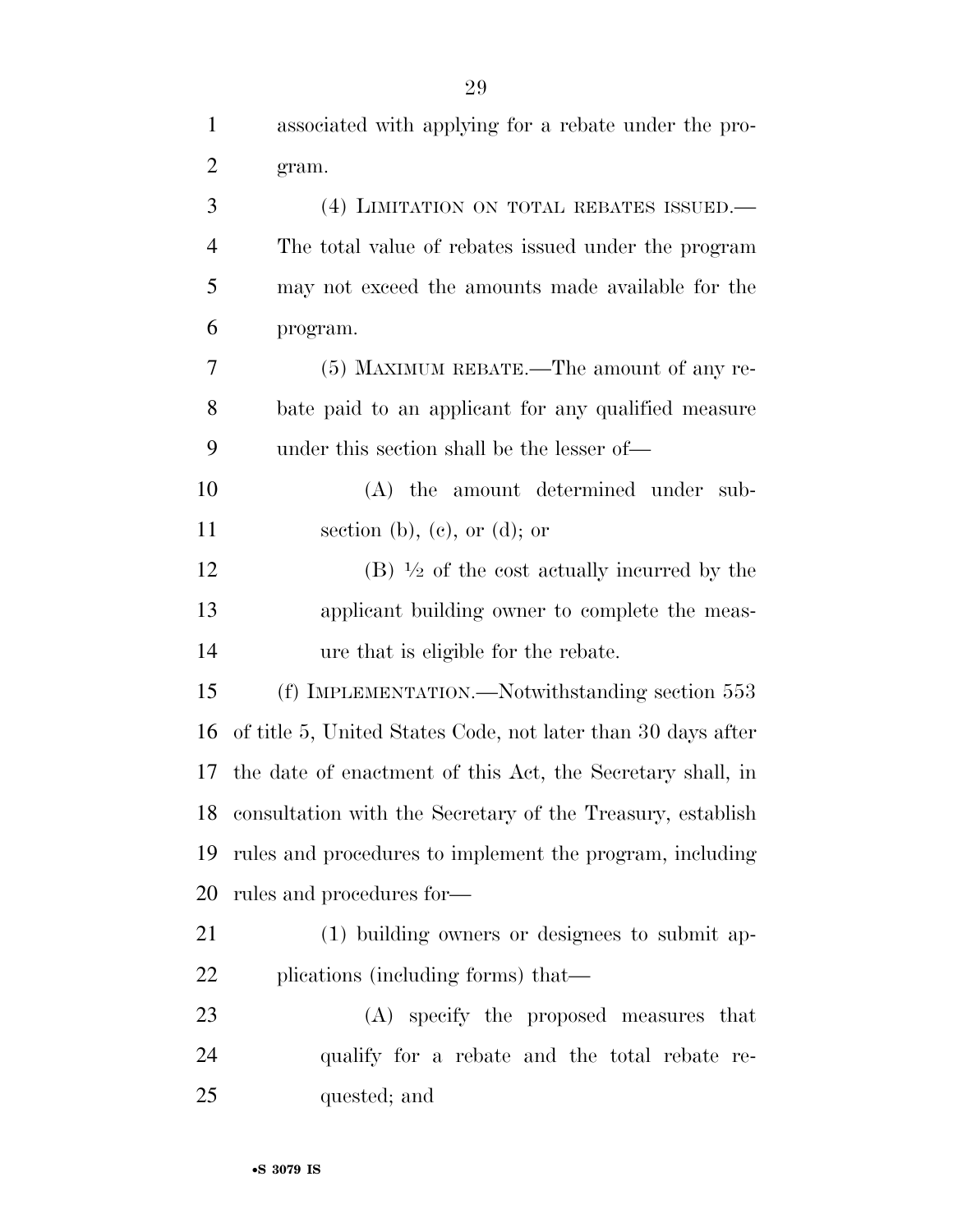associated with applying for a rebate under the program.

(4) LIMITATION ON TOTAL REBATES ISSUED.—The total value of rebates issued under the program may not exceed the amounts made available for the program.

(5) MAXIMUM REBATE.—The amount of any rebate paid to an applicant for any qualified measure under this section shall be the lesser of—

(A) the amount determined under subsection (b), (c), or (d); or

(B) ½ of the cost actually incurred by the applicant building owner to complete the measure that is eligible for the rebate.

(f) IMPLEMENTATION.—Notwithstanding section 553 of title 5, United States Code, not later than 30 days after the date of enactment of this Act, the Secretary shall, in consultation with the Secretary of the Treasury, establish rules and procedures to implement the program, including rules and procedures for—

(1) building owners or designees to submit applications (including forms) that—

(A) specify the proposed measures that qualify for a rebate and the total rebate requested; and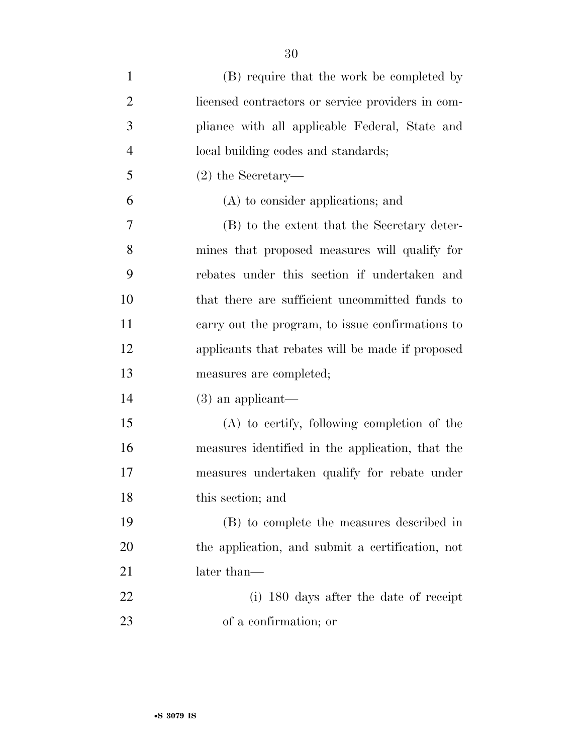(B) require that the work be completed by licensed contractors or service providers in compliance with all applicable Federal, State and local building codes and standards;

(2) the Secretary—

(A) to consider applications; and

(B) to the extent that the Secretary determines that proposed measures will qualify for rebates under this section if undertaken and that there are sufficient uncommitted funds to carry out the program, to issue confirmations to applicants that rebates will be made if proposed measures are completed;

(3) an applicant—

(A) to certify, following completion of the measures identified in the application, that the measures undertaken qualify for rebate under this section; and

(B) to complete the measures described in the application, and submit a certification, not later than—

(i) 180 days after the date of receipt of a confirmation; or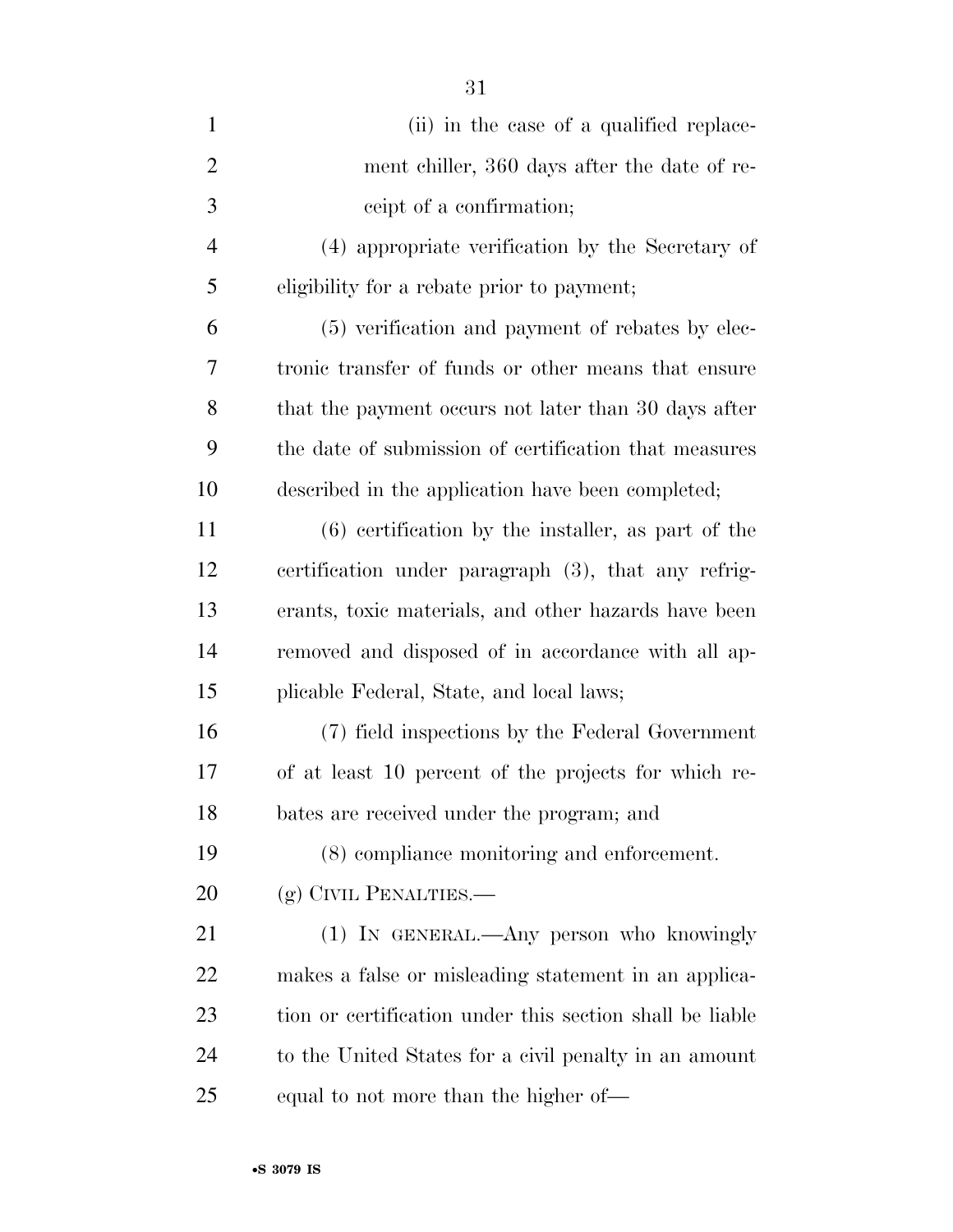(ii) in the case of a qualified replacement chiller, 360 days after the date of receipt of a confirmation;

(4) appropriate verification by the Secretary of eligibility for a rebate prior to payment;

(5) verification and payment of rebates by electronic transfer of funds or other means that ensure that the payment occurs not later than 30 days after the date of submission of certification that measures described in the application have been completed;

(6) certification by the installer, as part of the certification under paragraph (3), that any refrigerants, toxic materials, and other hazards have been removed and disposed of in accordance with all applicable Federal, State, and local laws;

(7) field inspections by the Federal Government of at least 10 percent of the projects for which rebates are received under the program; and

(8) compliance monitoring and enforcement.

(g) CIVIL PENALTIES.—

(1) IN GENERAL.—Any person who knowingly makes a false or misleading statement in an application or certification under this section shall be liable to the United States for a civil penalty in an amount equal to not more than the higher of—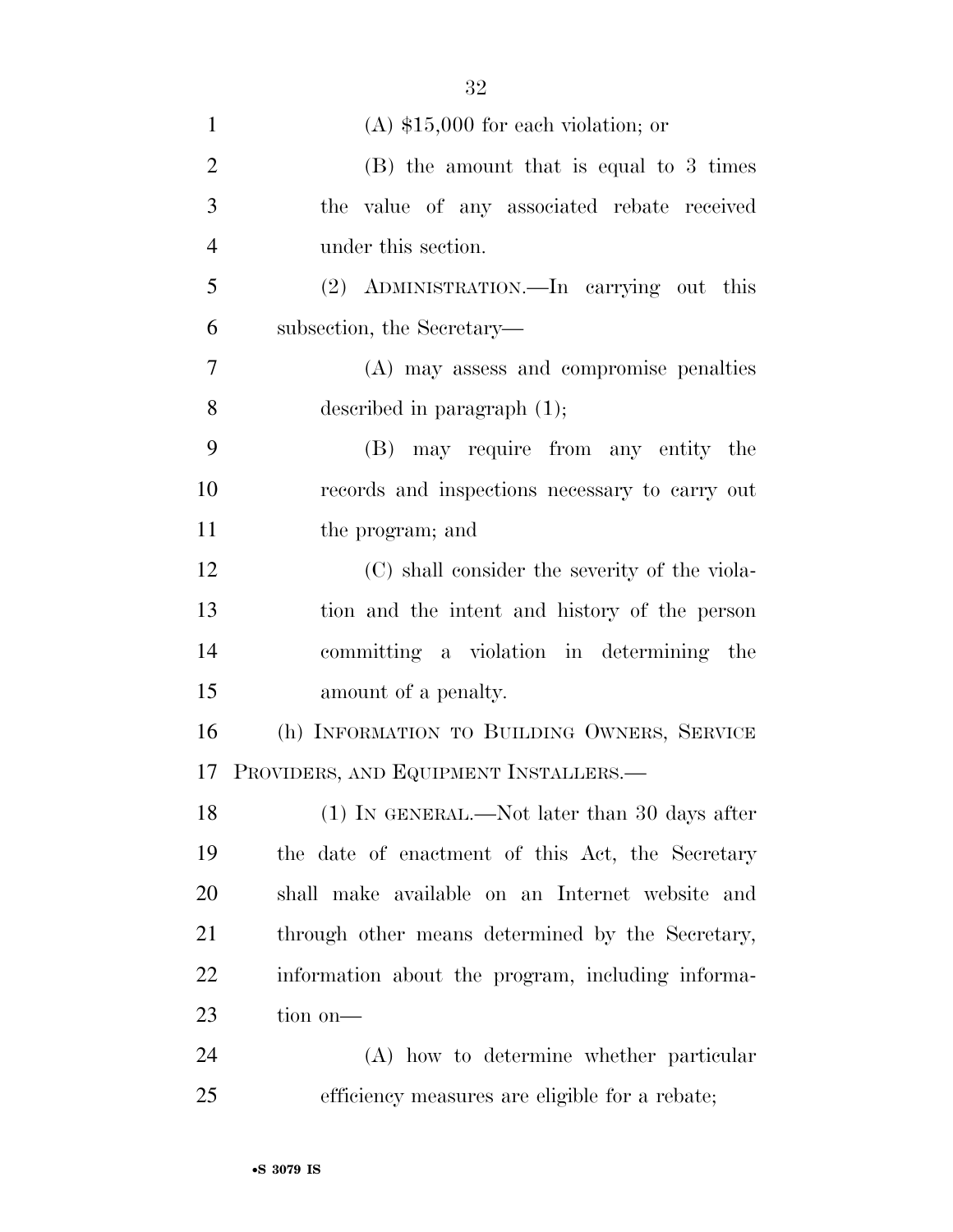(A) $15,000 for each violation; or

(B) the amount that is equal to 3 times the value of any associated rebate received under this section.

(2) ADMINISTRATION.—In carrying out this subsection, the Secretary—

(A) may assess and compromise penalties described in paragraph (1);

(B) may require from any entity the records and inspections necessary to carry out the program; and

(C) shall consider the severity of the violation and the intent and history of the person committing a violation in determining the amount of a penalty.

(h) INFORMATION TO BUILDING OWNERS, SERVICE PROVIDERS, AND EQUIPMENT INSTALLERS.—

(1) IN GENERAL.—Not later than 30 days after the date of enactment of this Act, the Secretary shall make available on an Internet website and through other means determined by the Secretary, information about the program, including information on—

(A) how to determine whether particular efficiency measures are eligible for a rebate;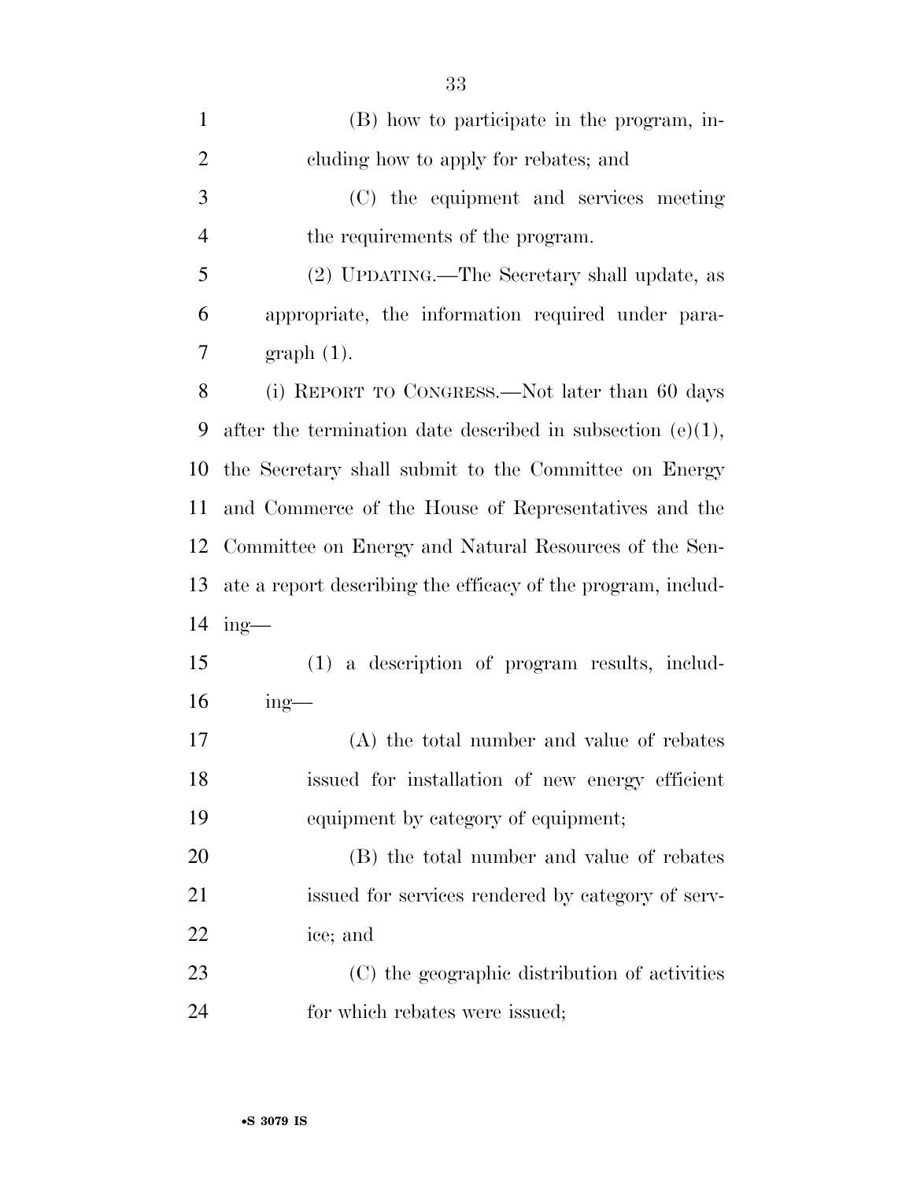(B) how to participate in the program, including how to apply for rebates; and

(C) the equipment and services meeting the requirements of the program.

(2) UPDATING.—The Secretary shall update, as appropriate, the information required under paragraph (1).

(i) REPORT TO CONGRESS.—Not later than 60 days after the termination date described in subsection (e)(1), the Secretary shall submit to the Committee on Energy and Commerce of the House of Representatives and the Committee on Energy and Natural Resources of the Senate a report describing the efficacy of the program, including—

(1) a description of program results, including—

(A) the total number and value of rebates issued for installation of new energy efficient equipment by category of equipment;

(B) the total number and value of rebates issued for services rendered by category of service; and

(C) the geographic distribution of activities for which rebates were issued;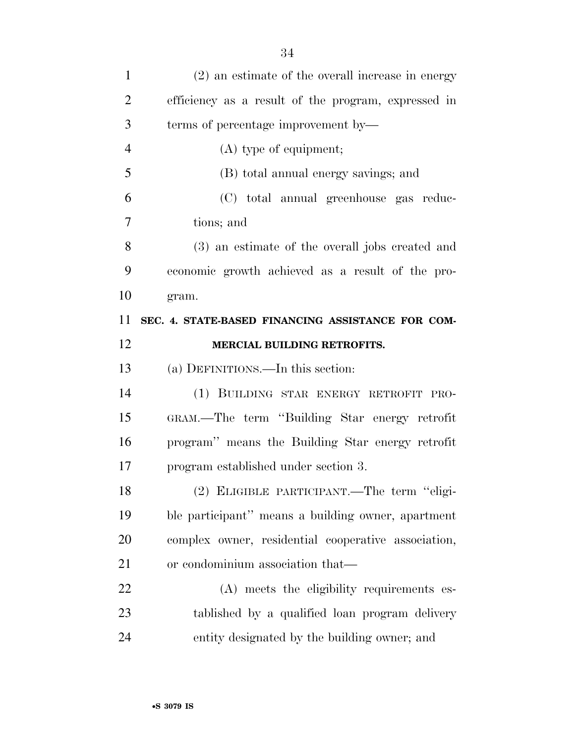(2) an estimate of the overall increase in energy efficiency as a result of the program, expressed in terms of percentage improvement by—

(A) type of equipment;

(B) total annual energy savings; and

(C) total annual greenhouse gas reductions; and

(3) an estimate of the overall jobs created and economic growth achieved as a result of the program.

## SEC. 4. STATE-BASED FINANCING ASSISTANCE FOR COMMERCIAL BUILDING RETROFITS.

(a) DEFINITIONS.—In this section:

(1) BUILDING STAR ENERGY RETROFIT PROGRAM.—The term "Building Star energy retrofit program" means the Building Star energy retrofit program established under section 3.

(2) ELIGIBLE PARTICIPANT.—The term "eligible participant" means a building owner, apartment complex owner, residential cooperative association, or condominium association that—

(A) meets the eligibility requirements established by a qualified loan program delivery entity designated by the building owner; and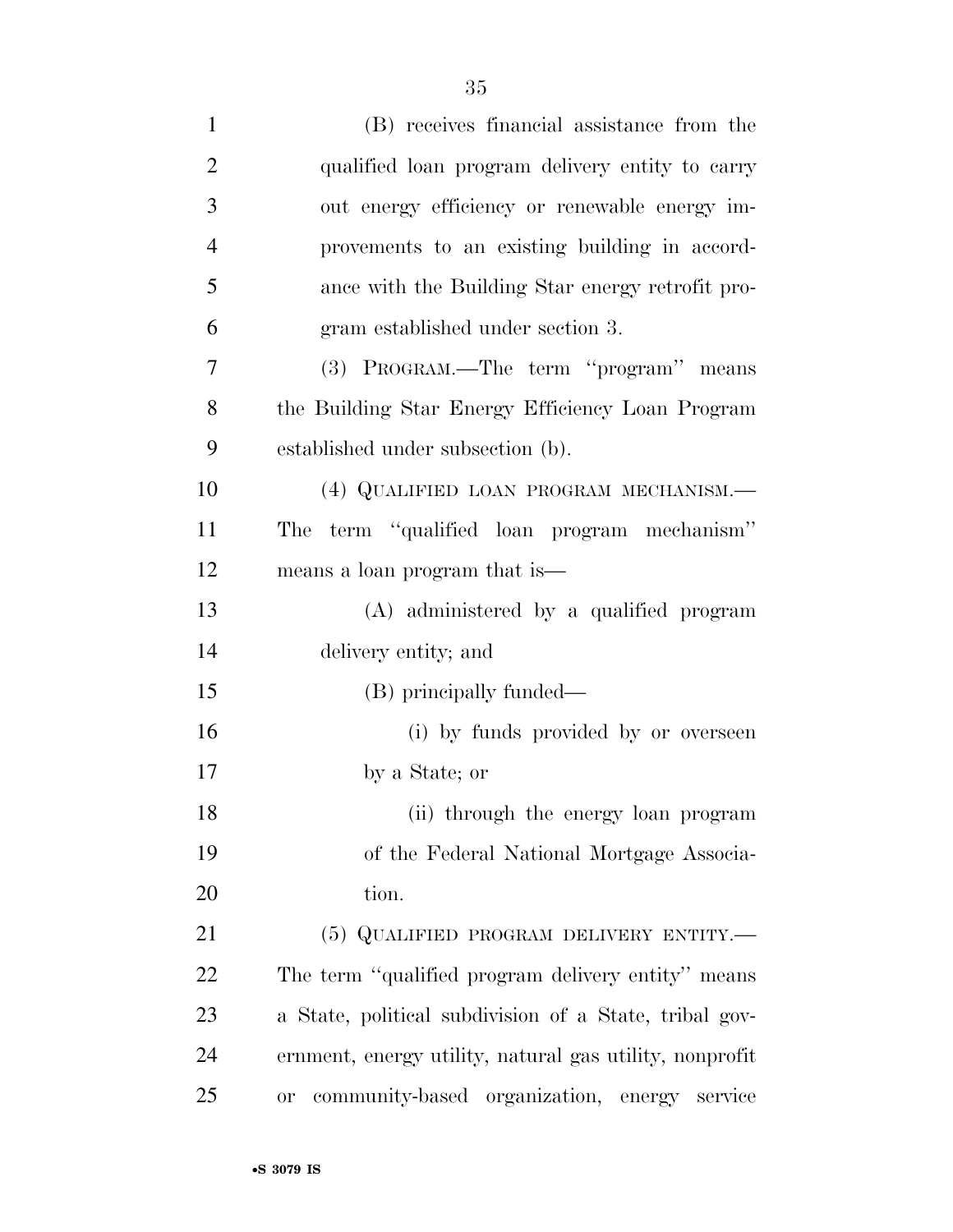(B) receives financial assistance from the qualified loan program delivery entity to carry out energy efficiency or renewable energy improvements to an existing building in accordance with the Building Star energy retrofit program established under section 3.

(3) PROGRAM.—The term "program" means the Building Star Energy Efficiency Loan Program established under subsection (b).

(4) QUALIFIED LOAN PROGRAM MECHANISM.—The term "qualified loan program mechanism" means a loan program that is—

(A) administered by a qualified program delivery entity; and

(B) principally funded—

(i) by funds provided by or overseen by a State; or

(ii) through the energy loan program of the Federal National Mortgage Association.

(5) QUALIFIED PROGRAM DELIVERY ENTITY.—The term "qualified program delivery entity" means a State, political subdivision of a State, tribal government, energy utility, natural gas utility, nonprofit or community-based organization, energy service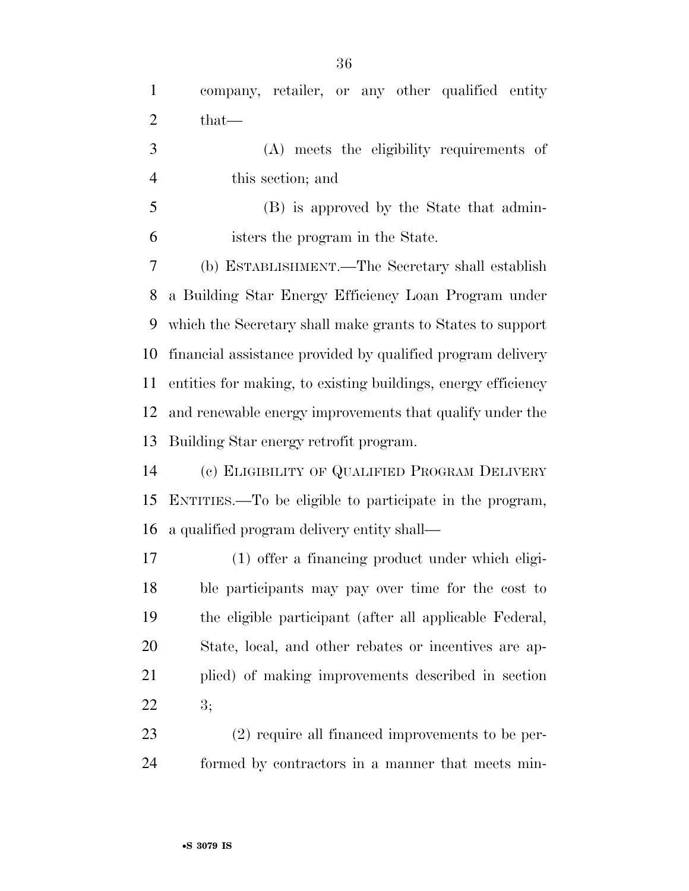company, retailer, or any other qualified entity that—

(A) meets the eligibility requirements of this section; and

(B) is approved by the State that administers the program in the State.

(b) ESTABLISHMENT.—The Secretary shall establish a Building Star Energy Efficiency Loan Program under which the Secretary shall make grants to States to support financial assistance provided by qualified program delivery entities for making, to existing buildings, energy efficiency and renewable energy improvements that qualify under the Building Star energy retrofit program.

(c) ELIGIBILITY OF QUALIFIED PROGRAM DELIVERY ENTITIES.—To be eligible to participate in the program, a qualified program delivery entity shall—

(1) offer a financing product under which eligible participants may pay over time for the cost to the eligible participant (after all applicable Federal, State, local, and other rebates or incentives are applied) of making improvements described in section 3;

(2) require all financed improvements to be performed by contractors in a manner that meets min-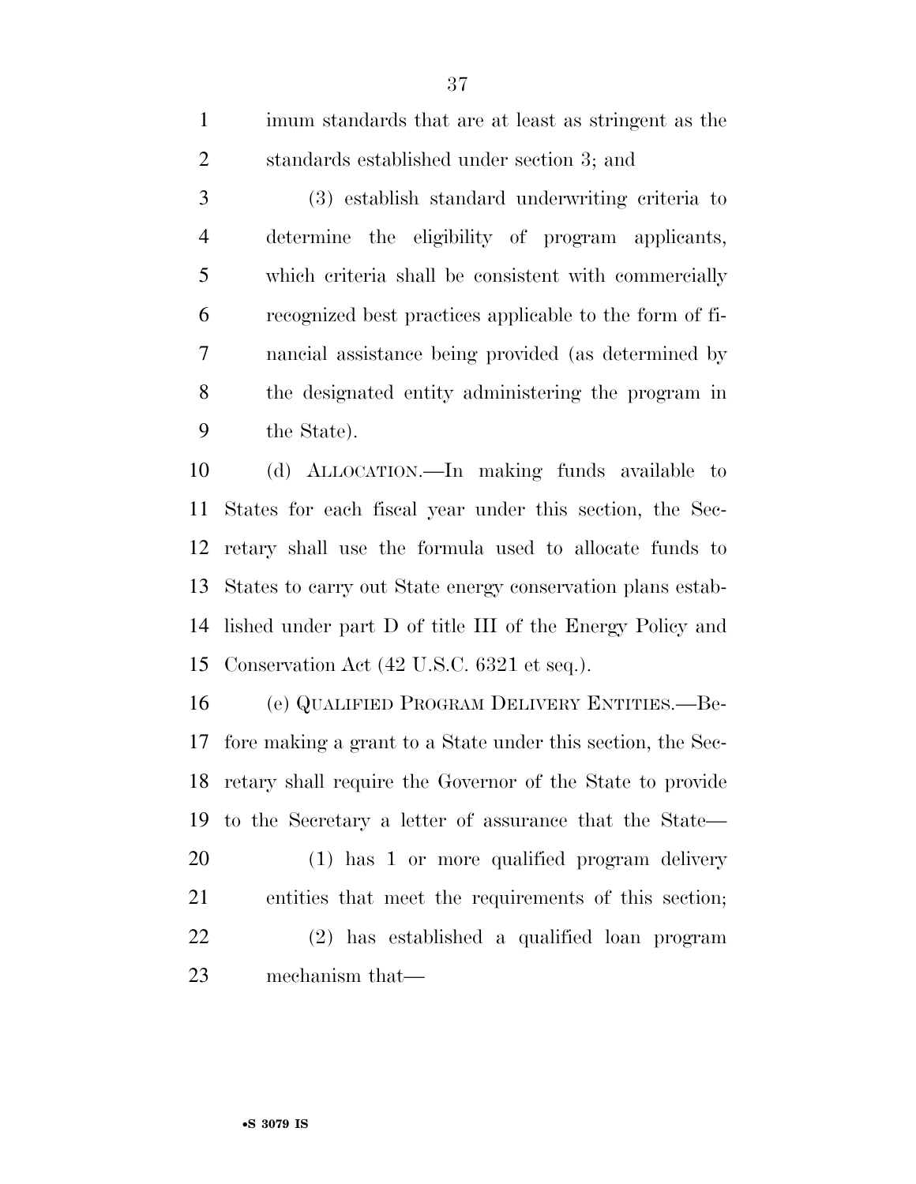imum standards that are at least as stringent as the standards established under section 3; and

(3) establish standard underwriting criteria to determine the eligibility of program applicants, which criteria shall be consistent with commercially recognized best practices applicable to the form of financial assistance being provided (as determined by the designated entity administering the program in the State).

(d) ALLOCATION.—In making funds available to States for each fiscal year under this section, the Secretary shall use the formula used to allocate funds to States to carry out State energy conservation plans established under part D of title III of the Energy Policy and Conservation Act (42 U.S.C. 6321 et seq.).

(e) QUALIFIED PROGRAM DELIVERY ENTITIES.—Before making a grant to a State under this section, the Secretary shall require the Governor of the State to provide to the Secretary a letter of assurance that the State—

(1) has 1 or more qualified program delivery entities that meet the requirements of this section;

(2) has established a qualified loan program mechanism that—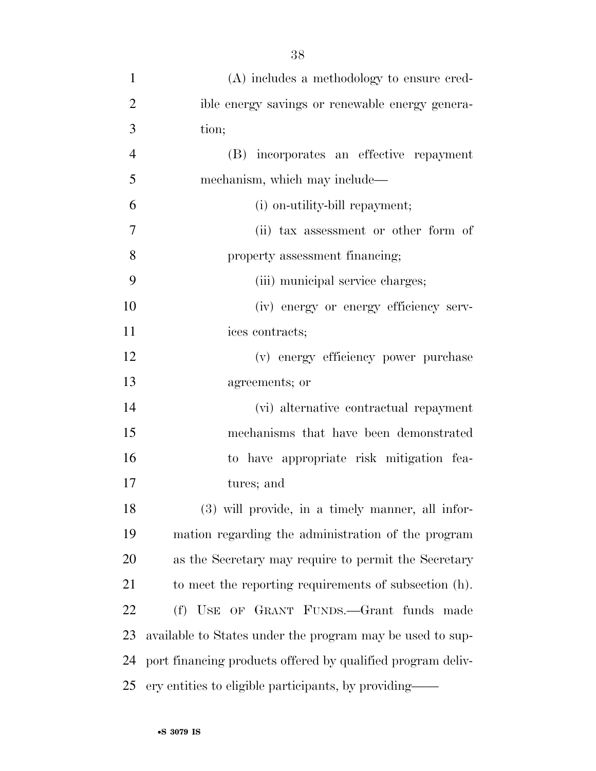(A) includes a methodology to ensure credible energy savings or renewable energy generation;

(B) incorporates an effective repayment mechanism, which may include—

(i) on-utility-bill repayment;

(ii) tax assessment or other form of property assessment financing;

(iii) municipal service charges;

(iv) energy or energy efficiency services contracts;

(v) energy efficiency power purchase agreements; or

(vi) alternative contractual repayment mechanisms that have been demonstrated to have appropriate risk mitigation features; and

(3) will provide, in a timely manner, all information regarding the administration of the program as the Secretary may require to permit the Secretary to meet the reporting requirements of subsection (h).

(f) USE OF GRANT FUNDS.—Grant funds made available to States under the program may be used to support financing products offered by qualified program delivery entities to eligible participants, by providing——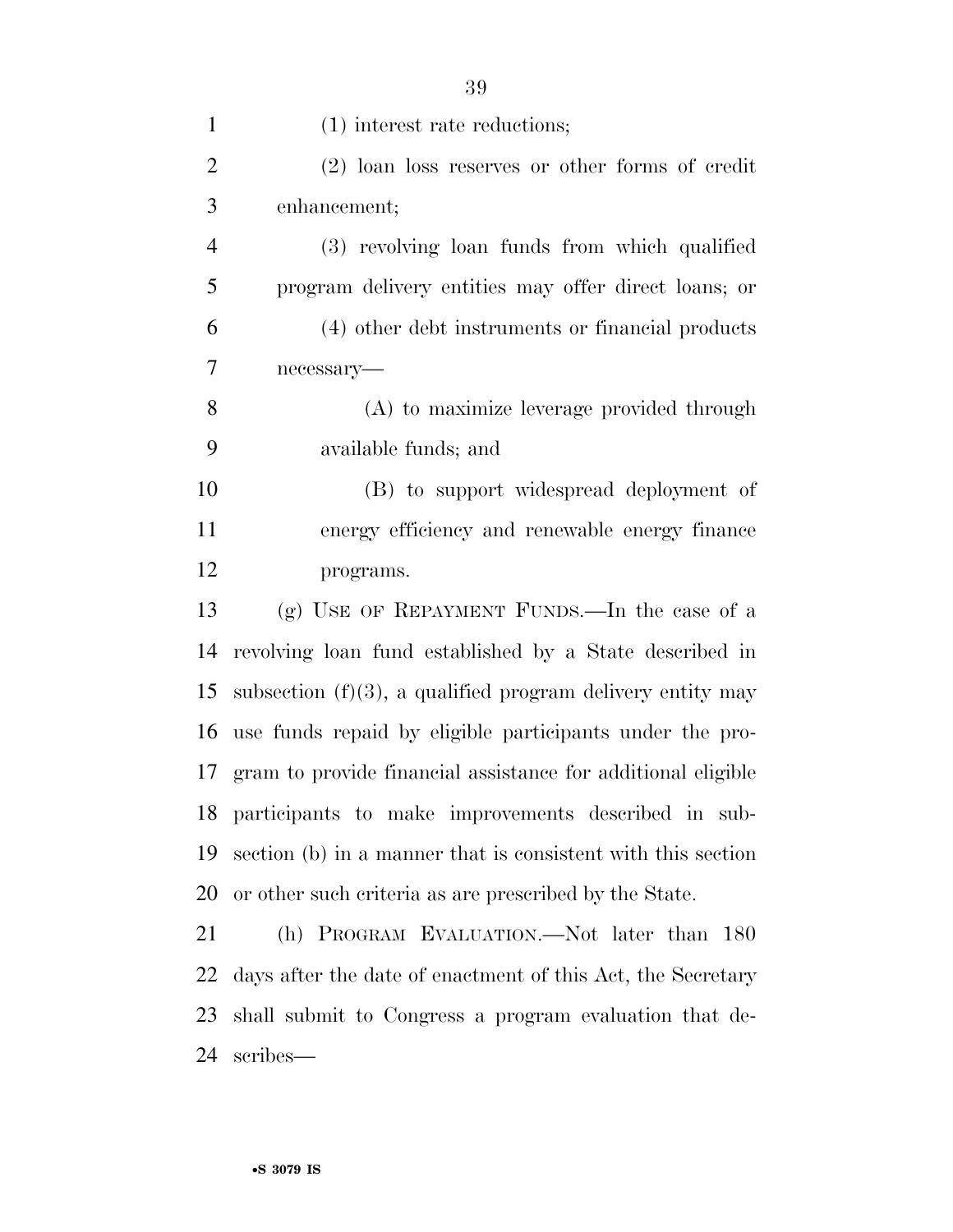(1) interest rate reductions;

(2) loan loss reserves or other forms of credit enhancement;

(3) revolving loan funds from which qualified program delivery entities may offer direct loans; or

(4) other debt instruments or financial products necessary—

(A) to maximize leverage provided through available funds; and

(B) to support widespread deployment of energy efficiency and renewable energy finance programs.

(g) USE OF REPAYMENT FUNDS.—In the case of a revolving loan fund established by a State described in subsection (f)(3), a qualified program delivery entity may use funds repaid by eligible participants under the program to provide financial assistance for additional eligible participants to make improvements described in subsection (b) in a manner that is consistent with this section or other such criteria as are prescribed by the State.

(h) PROGRAM EVALUATION.—Not later than 180 days after the date of enactment of this Act, the Secretary shall submit to Congress a program evaluation that describes—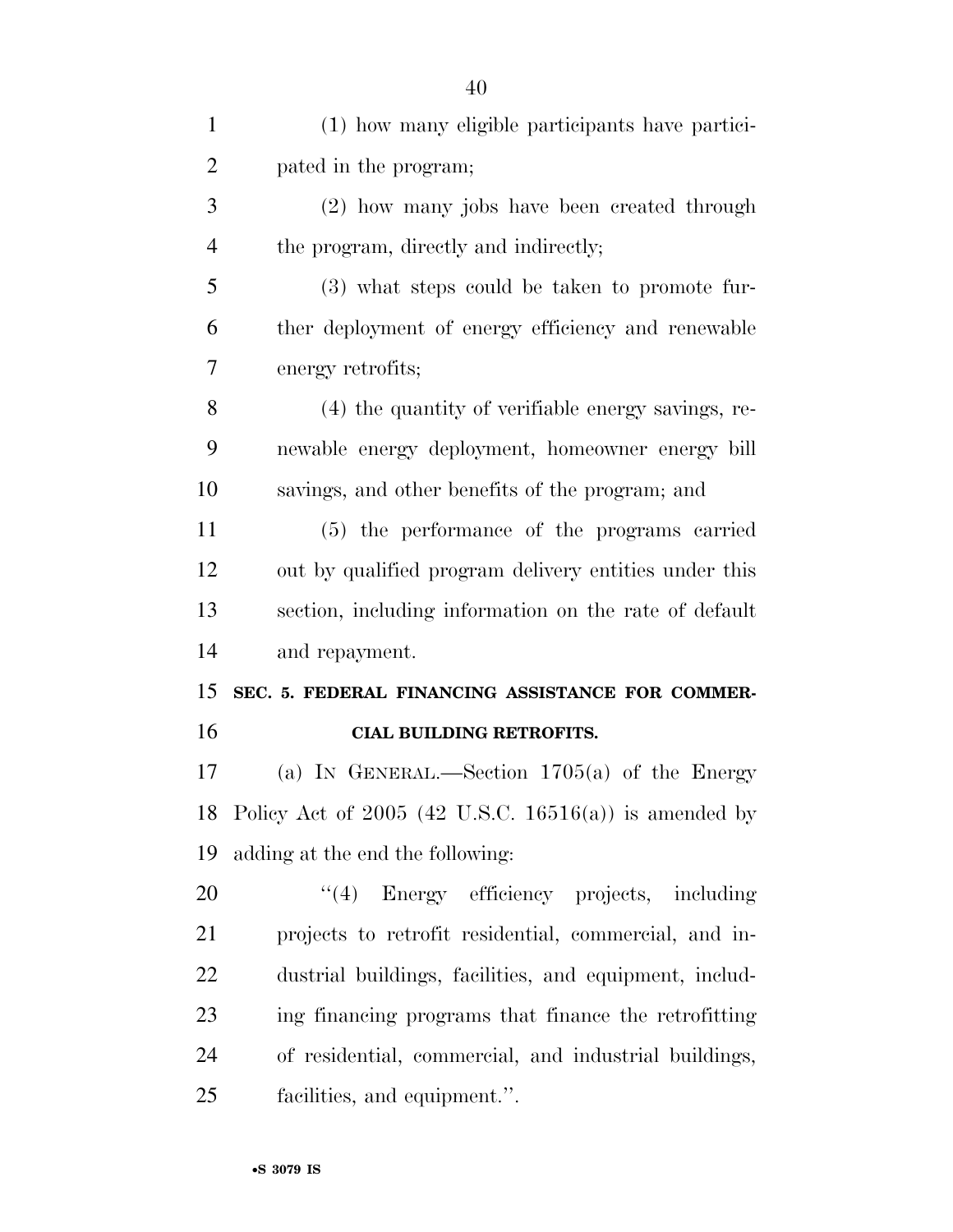(1) how many eligible participants have participated in the program;

(2) how many jobs have been created through the program, directly and indirectly;

(3) what steps could be taken to promote further deployment of energy efficiency and renewable energy retrofits;

(4) the quantity of verifiable energy savings, renewable energy deployment, homeowner energy bill savings, and other benefits of the program; and

(5) the performance of the programs carried out by qualified program delivery entities under this section, including information on the rate of default and repayment.

**SEC. 5. FEDERAL FINANCING ASSISTANCE FOR COMMERCIAL BUILDING RETROFITS.**

(a) IN GENERAL.—Section 1705(a) of the Energy Policy Act of 2005 (42 U.S.C. 16516(a)) is amended by adding at the end the following:

"(4) Energy efficiency projects, including projects to retrofit residential, commercial, and industrial buildings, facilities, and equipment, including financing programs that finance the retrofitting of residential, commercial, and industrial buildings, facilities, and equipment.".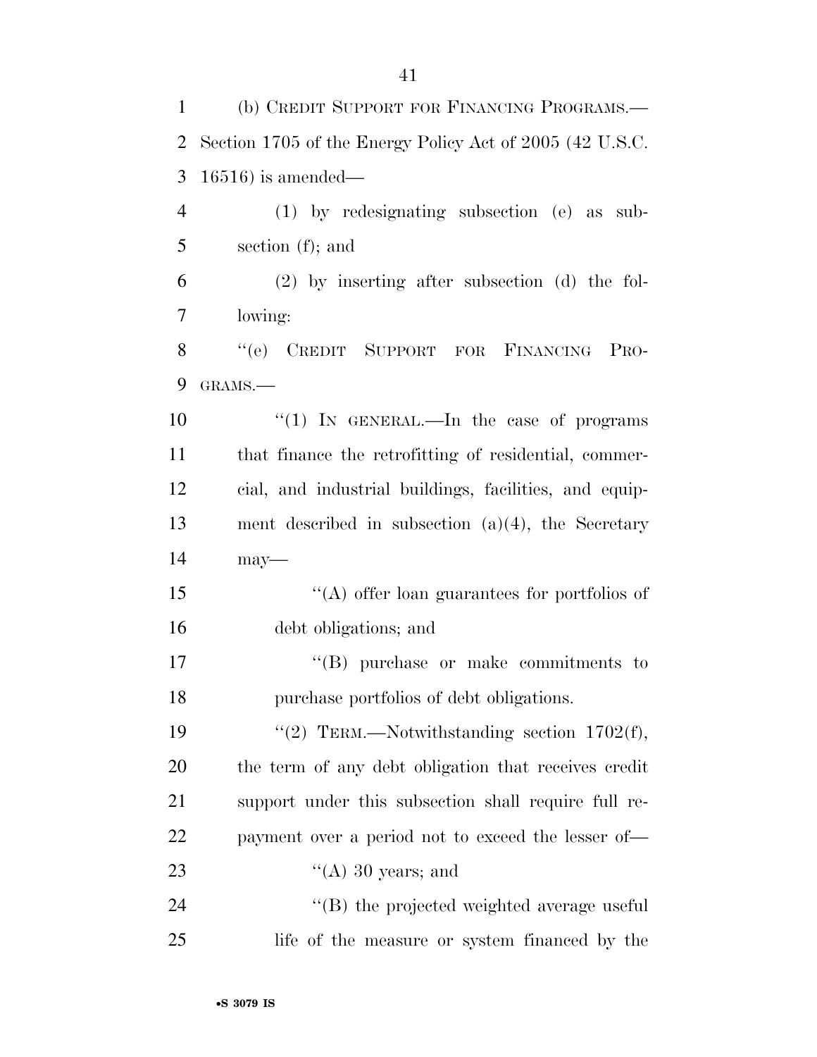(b) CREDIT SUPPORT FOR FINANCING PROGRAMS.—Section 1705 of the Energy Policy Act of 2005 (42 U.S.C. 16516) is amended—

(1) by redesignating subsection (e) as subsection (f); and

(2) by inserting after subsection (d) the following:

"(e) CREDIT SUPPORT FOR FINANCING PROGRAMS.—

"(1) IN GENERAL.—In the case of programs that finance the retrofitting of residential, commercial, and industrial buildings, facilities, and equipment described in subsection (a)(4), the Secretary may—

"(A) offer loan guarantees for portfolios of debt obligations; and

"(B) purchase or make commitments to purchase portfolios of debt obligations.

"(2) TERM.—Notwithstanding section 1702(f), the term of any debt obligation that receives credit support under this subsection shall require full repayment over a period not to exceed the lesser of—

"(A) 30 years; and

"(B) the projected weighted average useful life of the measure or system financed by the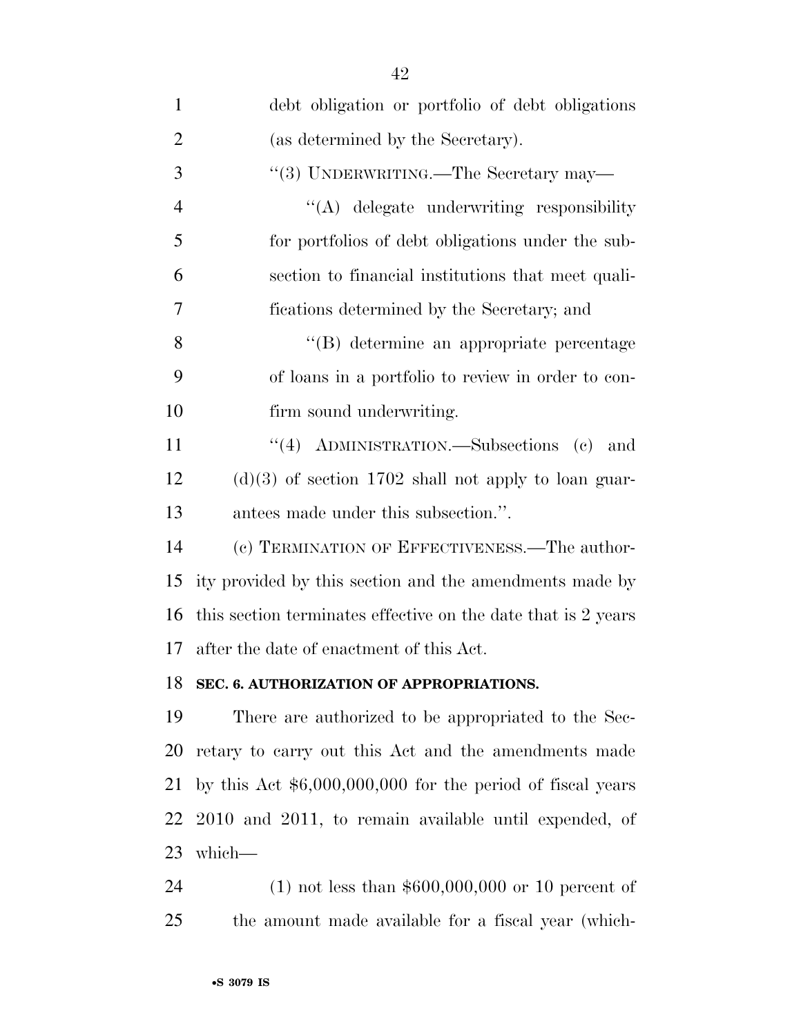debt obligation or portfolio of debt obligations (as determined by the Secretary).

"(3) UNDERWRITING.—The Secretary may—

"(A) delegate underwriting responsibility for portfolios of debt obligations under the subsection to financial institutions that meet qualifications determined by the Secretary; and

"(B) determine an appropriate percentage of loans in a portfolio to review in order to confirm sound underwriting.

"(4) ADMINISTRATION.—Subsections (c) and (d)(3) of section 1702 shall not apply to loan guarantees made under this subsection.".

(c) TERMINATION OF EFFECTIVENESS.—The authority provided by this section and the amendments made by this section terminates effective on the date that is 2 years after the date of enactment of this Act.

**SEC. 6. AUTHORIZATION OF APPROPRIATIONS.**

There are authorized to be appropriated to the Secretary to carry out this Act and the amendments made by this Act $6,000,000,000 for the period of fiscal years 2010 and 2011, to remain available until expended, of which—

(1) not less than $600,000,000 or 10 percent of the amount made available for a fiscal year (which-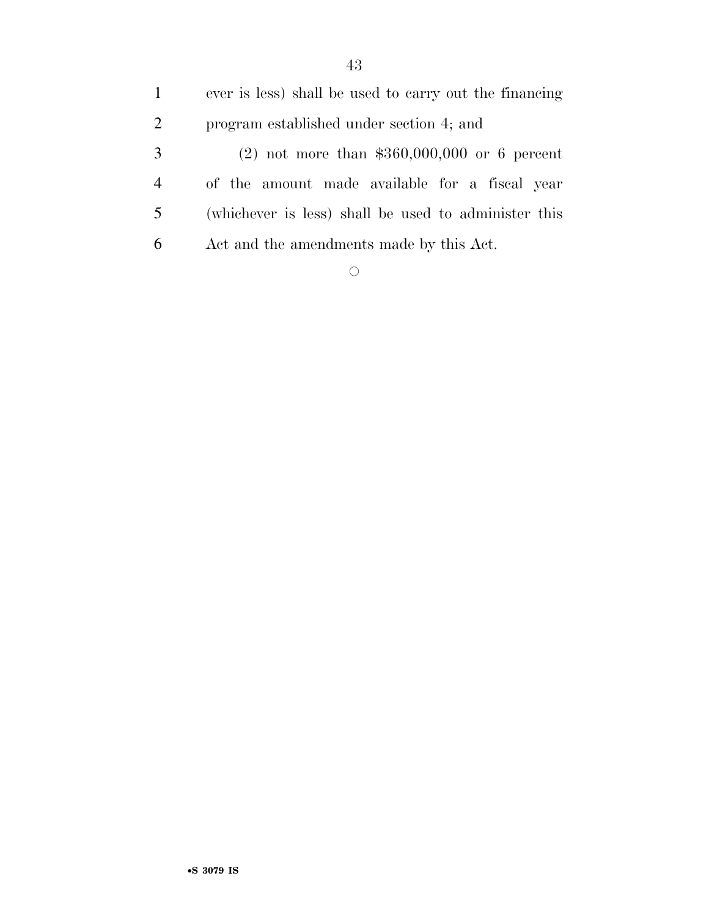ever is less) shall be used to carry out the financing program established under section 4; and

(2) not more than $360,000,000 or 6 percent of the amount made available for a fiscal year (whichever is less) shall be used to administer this Act and the amendments made by this Act.

○